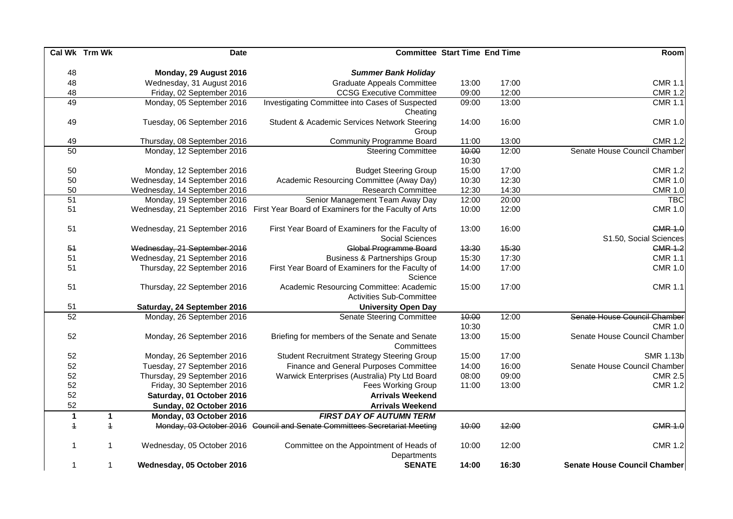| Cal Wk | Trm Wk | Date | Committee | Start Time | End Time | Room |
|---|---|---|---|---|---|---|
| 48 | | **Monday, 29 August 2016** | ***Summer Bank Holiday*** | | | |
| 48 | | Wednesday, 31 August 2016 | Graduate Appeals Committee | 13:00 | 17:00 | CMR 1.1 |
| 48 | | Friday, 02 September 2016 | CCSG Executive Committee | 09:00 | 12:00 | CMR 1.2 |
| 49 | | Monday, 05 September 2016 | Investigating Committee into Cases of Suspected Cheating | 09:00 | 13:00 | CMR 1.1 |
| 49 | | Tuesday, 06 September 2016 | Student & Academic Services Network Steering Group | 14:00 | 16:00 | CMR 1.0 |
| 49 | | Thursday, 08 September 2016 | Community Programme Board | 11:00 | 13:00 | CMR 1.2 |
| 50 | | Monday, 12 September 2016 | Steering Committee | ~~10:00~~ 10:30 | 12:00 | Senate House Council Chamber |
| 50 | | Monday, 12 September 2016 | Budget Steering Group | 15:00 | 17:00 | CMR 1.2 |
| 50 | | Wednesday, 14 September 2016 | Academic Resourcing Committee (Away Day) | 10:30 | 12:30 | CMR 1.0 |
| 50 | | Wednesday, 14 September 2016 | Research Committee | 12:30 | 14:30 | CMR 1.0 |
| 51 | | Monday, 19 September 2016 | Senior Management Team Away Day | 12:00 | 20:00 | TBC |
| 51 | | Wednesday, 21 September 2016 | First Year Board of Examiners for the Faculty of Arts | 10:00 | 12:00 | CMR 1.0 |
| 51 | | Wednesday, 21 September 2016 | First Year Board of Examiners for the Faculty of Social Sciences | 13:00 | 16:00 | ~~CMR 1.0~~ S1.50, Social Sciences |
| ~~51~~ | | ~~Wednesday, 21 September 2016~~ | ~~Global Programme Board~~ | ~~13:30~~ | ~~15:30~~ | ~~CMR 1.2~~ |
| 51 | | Wednesday, 21 September 2016 | Business & Partnerships Group | 15:30 | 17:30 | CMR 1.1 |
| 51 | | Thursday, 22 September 2016 | First Year Board of Examiners for the Faculty of Science | 14:00 | 17:00 | CMR 1.0 |
| 51 | | Thursday, 22 September 2016 | Academic Resourcing Committee: Academic Activities Sub-Committee | 15:00 | 17:00 | CMR 1.1 |
| 51 | | **Saturday, 24 September 2016** | **University Open Day** | | | |
| 52 | | Monday, 26 September 2016 | Senate Steering Committee | ~~10:00~~ 10:30 | 12:00 | ~~Senate House Council Chamber~~ CMR 1.0 |
| 52 | | Monday, 26 September 2016 | Briefing for members of the Senate and Senate Committees | 13:00 | 15:00 | Senate House Council Chamber |
| 52 | | Monday, 26 September 2016 | Student Recruitment Strategy Steering Group | 15:00 | 17:00 | SMR 1.13b |
| 52 | | Tuesday, 27 September 2016 | Finance and General Purposes Committee | 14:00 | 16:00 | Senate House Council Chamber |
| 52 | | Thursday, 29 September 2016 | Warwick Enterprises (Australia) Pty Ltd Board | 08:00 | 09:00 | CMR 2.5 |
| 52 | | Friday, 30 September 2016 | Fees Working Group | 11:00 | 13:00 | CMR 1.2 |
| 52 | | **Saturday, 01 October 2016** | **Arrivals Weekend** | | | |
| 52 | | **Sunday, 02 October 2016** | **Arrivals Weekend** | | | |
| **1** | **1** | **Monday, 03 October 2016** | ***FIRST DAY OF AUTUMN TERM*** | | | |
| ~~1~~ | ~~1~~ | ~~Monday, 03 October 2016~~ | ~~Council and Senate Committees Secretariat Meeting~~ | ~~10:00~~ | ~~12:00~~ | ~~CMR 1.0~~ |
| 1 | 1 | Wednesday, 05 October 2016 | Committee on the Appointment of Heads of Departments | 10:00 | 12:00 | CMR 1.2 |
| 1 | 1 | **Wednesday, 05 October 2016** | **SENATE** | **14:00** | **16:30** | **Senate House Council Chamber** |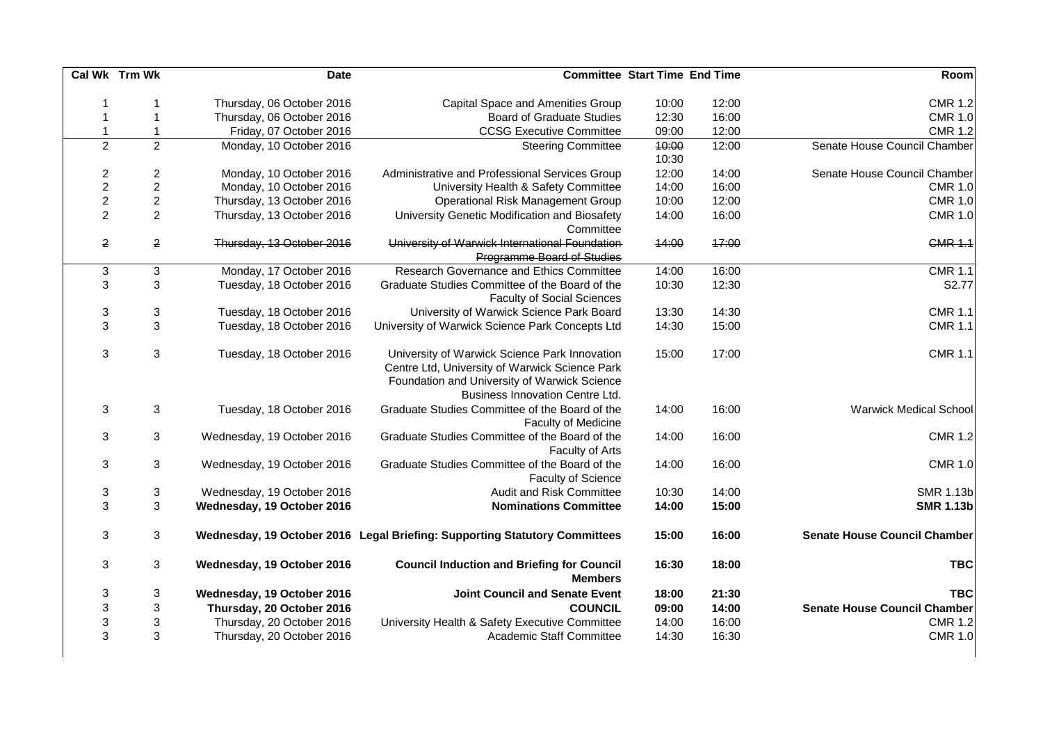| Cal Wk | Trm Wk | Date | Committee | Start Time | End Time | Room |
|---|---|---|---|---|---|---|
| 1 | 1 | Thursday, 06 October 2016 | Capital Space and Amenities Group | 10:00 | 12:00 | CMR 1.2 |
| 1 | 1 | Thursday, 06 October 2016 | Board of Graduate Studies | 12:30 | 16:00 | CMR 1.0 |
| 1 | 1 | Friday, 07 October 2016 | CCSG Executive Committee | 09:00 | 12:00 | CMR 1.2 |
| 2 | 2 | Monday, 10 October 2016 | Steering Committee | ~~10:00~~ 10:30 | 12:00 | Senate House Council Chamber |
| 2 | 2 | Monday, 10 October 2016 | Administrative and Professional Services Group | 12:00 | 14:00 | Senate House Council Chamber |
| 2 | 2 | Monday, 10 October 2016 | University Health & Safety Committee | 14:00 | 16:00 | CMR 1.0 |
| 2 | 2 | Thursday, 13 October 2016 | Operational Risk Management Group | 10:00 | 12:00 | CMR 1.0 |
| 2 | 2 | Thursday, 13 October 2016 | University Genetic Modification and Biosafety Committee | 14:00 | 16:00 | CMR 1.0 |
| ~~2~~ | ~~2~~ | ~~Thursday, 13 October 2016~~ | ~~University of Warwick International Foundation Programme Board of Studies~~ | ~~14:00~~ | ~~17:00~~ | ~~CMR 1.1~~ |
| 3 | 3 | Monday, 17 October 2016 | Research Governance and Ethics Committee | 14:00 | 16:00 | CMR 1.1 |
| 3 | 3 | Tuesday, 18 October 2016 | Graduate Studies Committee of the Board of the Faculty of Social Sciences | 10:30 | 12:30 | S2.77 |
| 3 | 3 | Tuesday, 18 October 2016 | University of Warwick Science Park Board | 13:30 | 14:30 | CMR 1.1 |
| 3 | 3 | Tuesday, 18 October 2016 | University of Warwick Science Park Concepts Ltd | 14:30 | 15:00 | CMR 1.1 |
| 3 | 3 | Tuesday, 18 October 2016 | University of Warwick Science Park Innovation Centre Ltd, University of Warwick Science Park Foundation and University of Warwick Science Business Innovation Centre Ltd. | 15:00 | 17:00 | CMR 1.1 |
| 3 | 3 | Tuesday, 18 October 2016 | Graduate Studies Committee of the Board of the Faculty of Medicine | 14:00 | 16:00 | Warwick Medical School |
| 3 | 3 | Wednesday, 19 October 2016 | Graduate Studies Committee of the Board of the Faculty of Arts | 14:00 | 16:00 | CMR 1.2 |
| 3 | 3 | Wednesday, 19 October 2016 | Graduate Studies Committee of the Board of the Faculty of Science | 14:00 | 16:00 | CMR 1.0 |
| 3 | 3 | Wednesday, 19 October 2016 | Audit and Risk Committee | 10:30 | 14:00 | SMR 1.13b |
| 3 | 3 | **Wednesday, 19 October 2016** | **Nominations Committee** | **14:00** | **15:00** | **SMR 1.13b** |
| 3 | 3 | **Wednesday, 19 October 2016** | **Legal Briefing: Supporting Statutory Committees** | **15:00** | **16:00** | **Senate House Council Chamber** |
| 3 | 3 | **Wednesday, 19 October 2016** | **Council Induction and Briefing for Council Members** | **16:30** | **18:00** | **TBC** |
| 3 | 3 | **Wednesday, 19 October 2016** | **Joint Council and Senate Event** | **18:00** | **21:30** | **TBC** |
| 3 | 3 | **Thursday, 20 October 2016** | **COUNCIL** | **09:00** | **14:00** | **Senate House Council Chamber** |
| 3 | 3 | Thursday, 20 October 2016 | University Health & Safety Executive Committee | 14:00 | 16:00 | CMR 1.2 |
| 3 | 3 | Thursday, 20 October 2016 | Academic Staff Committee | 14:30 | 16:30 | CMR 1.0 |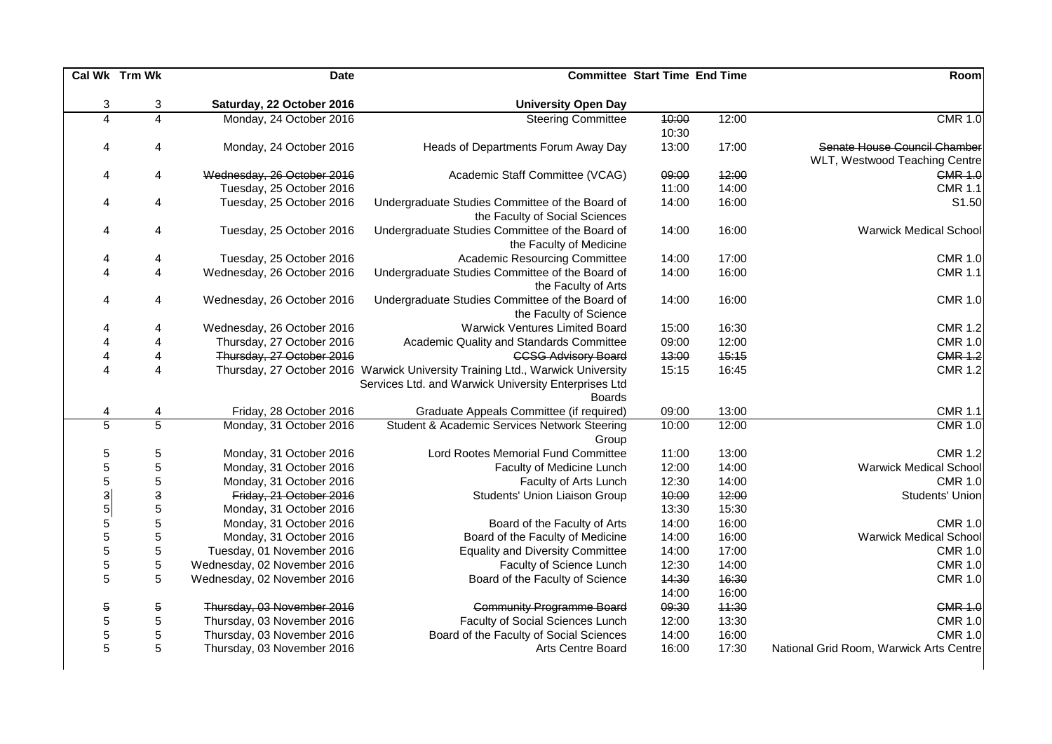| Cal Wk | Trm Wk | Date | Committee | Start Time | End Time | Room |
|---|---|---|---|---|---|---|
| 3 | 3 | **Saturday, 22 October 2016** | **University Open Day** | | | |
| 4 | 4 | Monday, 24 October 2016 | Steering Committee | ~~10:00~~ 10:30 | 12:00 | CMR 1.0 |
| 4 | 4 | Monday, 24 October 2016 | Heads of Departments Forum Away Day | 13:00 | 17:00 | ~~Senate House Council Chamber~~ WLT, Westwood Teaching Centre |
| 4 | 4 | ~~Wednesday, 26 October 2016~~ Tuesday, 25 October 2016 | Academic Staff Committee (VCAG) | ~~09:00~~ 11:00 | ~~12:00~~ 14:00 | ~~CMR 1.0~~ CMR 1.1 |
| 4 | 4 | Tuesday, 25 October 2016 | Undergraduate Studies Committee of the Board of the Faculty of Social Sciences | 14:00 | 16:00 | S1.50 |
| 4 | 4 | Tuesday, 25 October 2016 | Undergraduate Studies Committee of the Board of the Faculty of Medicine | 14:00 | 16:00 | Warwick Medical School |
| 4 | 4 | Tuesday, 25 October 2016 | Academic Resourcing Committee | 14:00 | 17:00 | CMR 1.0 |
| 4 | 4 | Wednesday, 26 October 2016 | Undergraduate Studies Committee of the Board of the Faculty of Arts | 14:00 | 16:00 | CMR 1.1 |
| 4 | 4 | Wednesday, 26 October 2016 | Undergraduate Studies Committee of the Board of the Faculty of Science | 14:00 | 16:00 | CMR 1.0 |
| 4 | 4 | Wednesday, 26 October 2016 | Warwick Ventures Limited Board | 15:00 | 16:30 | CMR 1.2 |
| 4 | 4 | Thursday, 27 October 2016 | Academic Quality and Standards Committee | 09:00 | 12:00 | CMR 1.0 |
| 4 | 4 | ~~Thursday, 27 October 2016~~ | ~~CCSG Advisory Board~~ | ~~13:00~~ | ~~15:15~~ | ~~CMR 1.2~~ |
| 4 | 4 | Thursday, 27 October 2016 | Warwick University Training Ltd., Warwick University Services Ltd. and Warwick University Enterprises Ltd Boards | 15:15 | 16:45 | CMR 1.2 |
| 4 | 4 | Friday, 28 October 2016 | Graduate Appeals Committee (if required) | 09:00 | 13:00 | CMR 1.1 |
| 5 | 5 | Monday, 31 October 2016 | Student & Academic Services Network Steering Group | 10:00 | 12:00 | CMR 1.0 |
| 5 | 5 | Monday, 31 October 2016 | Lord Rootes Memorial Fund Committee | 11:00 | 13:00 | CMR 1.2 |
| 5 | 5 | Monday, 31 October 2016 | Faculty of Medicine Lunch | 12:00 | 14:00 | Warwick Medical School |
| 5 | 5 | Monday, 31 October 2016 | Faculty of Arts Lunch | 12:30 | 14:00 | CMR 1.0 |
| ~~3~~ 5 | ~~3~~ 5 | ~~Friday, 21 October 2016~~ Monday, 31 October 2016 | Students' Union Liaison Group | ~~10:00~~ 13:30 | ~~12:00~~ 15:30 | Students' Union |
| 5 | 5 | Monday, 31 October 2016 | Board of the Faculty of Arts | 14:00 | 16:00 | CMR 1.0 |
| 5 | 5 | Monday, 31 October 2016 | Board of the Faculty of Medicine | 14:00 | 16:00 | Warwick Medical School |
| 5 | 5 | Tuesday, 01 November 2016 | Equality and Diversity Committee | 14:00 | 17:00 | CMR 1.0 |
| 5 | 5 | Wednesday, 02 November 2016 | Faculty of Science Lunch | 12:30 | 14:00 | CMR 1.0 |
| 5 | 5 | Wednesday, 02 November 2016 | Board of the Faculty of Science | ~~14:30~~ 14:00 | ~~16:30~~ 16:00 | CMR 1.0 |
| ~~5~~ | ~~5~~ | ~~Thursday, 03 November 2016~~ | ~~Community Programme Board~~ | ~~09:30~~ | ~~11:30~~ | ~~CMR 1.0~~ |
| 5 | 5 | Thursday, 03 November 2016 | Faculty of Social Sciences Lunch | 12:00 | 13:30 | CMR 1.0 |
| 5 | 5 | Thursday, 03 November 2016 | Board of the Faculty of Social Sciences | 14:00 | 16:00 | CMR 1.0 |
| 5 | 5 | Thursday, 03 November 2016 | Arts Centre Board | 16:00 | 17:30 | National Grid Room, Warwick Arts Centre |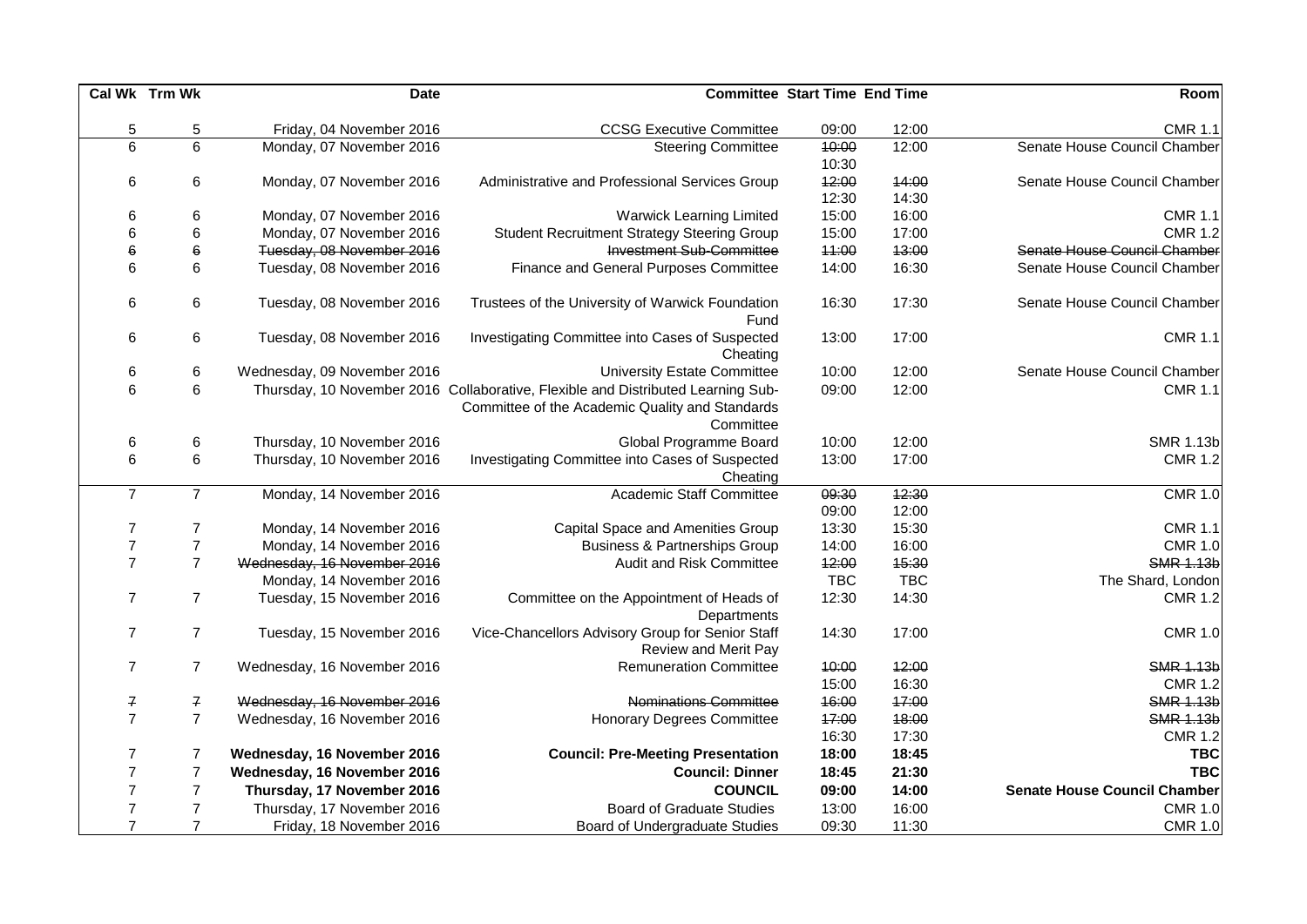| Cal Wk | Trm Wk | Date | Committee | Start Time | End Time | Room |
|---|---|---|---|---|---|---|
| 5 | 5 | Friday, 04 November 2016 | CCSG Executive Committee | 09:00 | 12:00 | CMR 1.1 |
| 6 | 6 | Monday, 07 November 2016 | Steering Committee | ~~10:00~~ 10:30 | 12:00 | Senate House Council Chamber |
| 6 | 6 | Monday, 07 November 2016 | Administrative and Professional Services Group | ~~12:00~~ 12:30 | ~~14:00~~ 14:30 | Senate House Council Chamber |
| 6 | 6 | Monday, 07 November 2016 | Warwick Learning Limited | 15:00 | 16:00 | CMR 1.1 |
| 6 | 6 | Monday, 07 November 2016 | Student Recruitment Strategy Steering Group | 15:00 | 17:00 | CMR 1.2 |
| ~~6~~ | ~~6~~ | ~~Tuesday, 08 November 2016~~ | ~~Investment Sub-Committee~~ | ~~11:00~~ | ~~13:00~~ | ~~Senate House Council Chamber~~ |
| 6 | 6 | Tuesday, 08 November 2016 | Finance and General Purposes Committee | 14:00 | 16:30 | Senate House Council Chamber |
| 6 | 6 | Tuesday, 08 November 2016 | Trustees of the University of Warwick Foundation Fund | 16:30 | 17:30 | Senate House Council Chamber |
| 6 | 6 | Tuesday, 08 November 2016 | Investigating Committee into Cases of Suspected Cheating | 13:00 | 17:00 | CMR 1.1 |
| 6 | 6 | Wednesday, 09 November 2016 | University Estate Committee | 10:00 | 12:00 | Senate House Council Chamber |
| 6 | 6 | Thursday, 10 November 2016 | Collaborative, Flexible and Distributed Learning Sub-Committee of the Academic Quality and Standards Committee | 09:00 | 12:00 | CMR 1.1 |
| 6 | 6 | Thursday, 10 November 2016 | Global Programme Board | 10:00 | 12:00 | SMR 1.13b |
| 6 | 6 | Thursday, 10 November 2016 | Investigating Committee into Cases of Suspected Cheating | 13:00 | 17:00 | CMR 1.2 |
| 7 | 7 | Monday, 14 November 2016 | Academic Staff Committee | ~~09:30~~ 09:00 | ~~12:30~~ 12:00 | CMR 1.0 |
| 7 | 7 | Monday, 14 November 2016 | Capital Space and Amenities Group | 13:30 | 15:30 | CMR 1.1 |
| 7 | 7 | Monday, 14 November 2016 | Business & Partnerships Group | 14:00 | 16:00 | CMR 1.0 |
| 7 | 7 | ~~Wednesday, 16 November 2016~~ Monday, 14 November 2016 | Audit and Risk Committee | ~~12:00~~ TBC | ~~15:30~~ TBC | ~~SMR 1.13b~~ The Shard, London |
| 7 | 7 | Tuesday, 15 November 2016 | Committee on the Appointment of Heads of Departments | 12:30 | 14:30 | CMR 1.2 |
| 7 | 7 | Tuesday, 15 November 2016 | Vice-Chancellors Advisory Group for Senior Staff Review and Merit Pay | 14:30 | 17:00 | CMR 1.0 |
| 7 | 7 | Wednesday, 16 November 2016 | Remuneration Committee | ~~10:00~~ 15:00 | ~~12:00~~ 16:30 | ~~SMR 1.13b~~ CMR 1.2 |
| ~~7~~ | ~~7~~ | ~~Wednesday, 16 November 2016~~ | ~~Nominations Committee~~ | ~~16:00~~ | ~~17:00~~ | ~~SMR 1.13b~~ |
| 7 | 7 | Wednesday, 16 November 2016 | Honorary Degrees Committee | ~~17:00~~ 16:30 | ~~18:00~~ 17:30 | ~~SMR 1.13b~~ CMR 1.2 |
| 7 | 7 | **Wednesday, 16 November 2016** | **Council: Pre-Meeting Presentation** | **18:00** | **18:45** | **TBC** |
| 7 | 7 | **Wednesday, 16 November 2016** | **Council: Dinner** | **18:45** | **21:30** | **TBC** |
| 7 | 7 | **Thursday, 17 November 2016** | **COUNCIL** | **09:00** | **14:00** | **Senate House Council Chamber** |
| 7 | 7 | Thursday, 17 November 2016 | Board of Graduate Studies | 13:00 | 16:00 | CMR 1.0 |
| 7 | 7 | Friday, 18 November 2016 | Board of Undergraduate Studies | 09:30 | 11:30 | CMR 1.0 |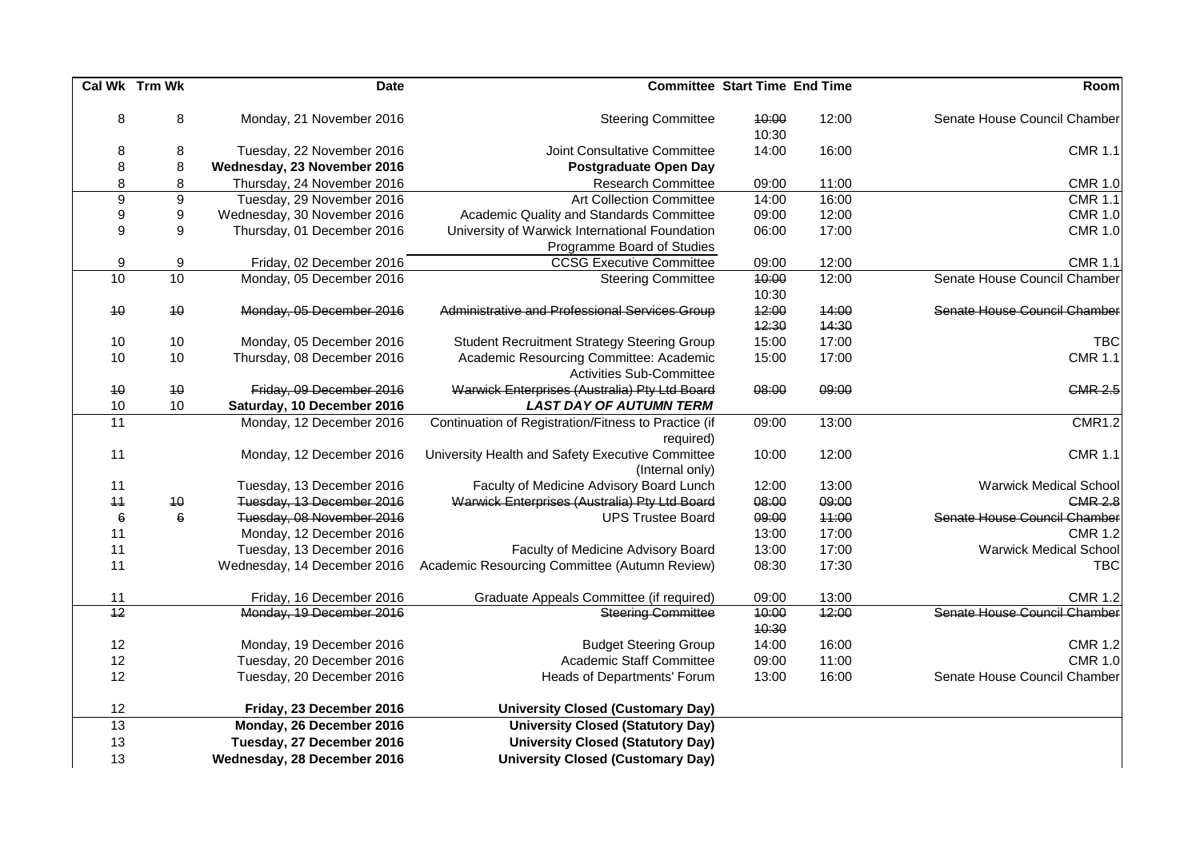| Cal Wk | Trm Wk | Date | Committee | Start Time | End Time | Room |
|---|---|---|---|---|---|---|
| 8 | 8 | Monday, 21 November 2016 | Steering Committee | ~~10:00~~ 10:30 | 12:00 | Senate House Council Chamber |
| 8 | 8 | Tuesday, 22 November 2016 | Joint Consultative Committee | 14:00 | 16:00 | CMR 1.1 |
| 8 | 8 | **Wednesday, 23 November 2016** | **Postgraduate Open Day** | | | |
| 8 | 8 | Thursday, 24 November 2016 | Research Committee | 09:00 | 11:00 | CMR 1.0 |
| 9 | 9 | Tuesday, 29 November 2016 | Art Collection Committee | 14:00 | 16:00 | CMR 1.1 |
| 9 | 9 | Wednesday, 30 November 2016 | Academic Quality and Standards Committee | 09:00 | 12:00 | CMR 1.0 |
| 9 | 9 | Thursday, 01 December 2016 | University of Warwick International Foundation Programme Board of Studies | 06:00 | 17:00 | CMR 1.0 |
| 9 | 9 | Friday, 02 December 2016 | CCSG Executive Committee | 09:00 | 12:00 | CMR 1.1 |
| 10 | 10 | Monday, 05 December 2016 | Steering Committee | ~~10:00~~ 10:30 | 12:00 | Senate House Council Chamber |
| ~~10~~ | ~~10~~ | ~~Monday, 05 December 2016~~ | ~~Administrative and Professional Services Group~~ | ~~12:00~~ ~~12:30~~ | ~~14:00~~ ~~14:30~~ | ~~Senate House Council Chamber~~ |
| 10 | 10 | Monday, 05 December 2016 | Student Recruitment Strategy Steering Group | 15:00 | 17:00 | TBC |
| 10 | 10 | Thursday, 08 December 2016 | Academic Resourcing Committee: Academic Activities Sub-Committee | 15:00 | 17:00 | CMR 1.1 |
| ~~10~~ | ~~10~~ | ~~Friday, 09 December 2016~~ | ~~Warwick Enterprises (Australia) Pty Ltd Board~~ | ~~08:00~~ | ~~09:00~~ | ~~CMR 2.5~~ |
| 10 | 10 | **Saturday, 10 December 2016** | ***LAST DAY OF AUTUMN TERM*** | | | |
| 11 | | Monday, 12 December 2016 | Continuation of Registration/Fitness to Practice (if required) | 09:00 | 13:00 | CMR1.2 |
| 11 | | Monday, 12 December 2016 | University Health and Safety Executive Committee (Internal only) | 10:00 | 12:00 | CMR 1.1 |
| 11 | | Tuesday, 13 December 2016 | Faculty of Medicine Advisory Board Lunch | 12:00 | 13:00 | Warwick Medical School |
| ~~11~~ | ~~10~~ | ~~Tuesday, 13 December 2016~~ | ~~Warwick Enterprises (Australia) Pty Ltd Board~~ | ~~08:00~~ | ~~09:00~~ | ~~CMR 2.8~~ |
| ~~6~~ | ~~6~~ | ~~Tuesday, 08 November 2016~~ | UPS Trustee Board | ~~09:00~~ | ~~11:00~~ | ~~Senate House Council Chamber~~ |
| 11 | | Monday, 12 December 2016 | | 13:00 | 17:00 | CMR 1.2 |
| 11 | | Tuesday, 13 December 2016 | Faculty of Medicine Advisory Board | 13:00 | 17:00 | Warwick Medical School |
| 11 | | Wednesday, 14 December 2016 | Academic Resourcing Committee (Autumn Review) | 08:30 | 17:30 | TBC |
| 11 | | Friday, 16 December 2016 | Graduate Appeals Committee (if required) | 09:00 | 13:00 | CMR 1.2 |
| ~~12~~ | | ~~Monday, 19 December 2016~~ | ~~Steering Committee~~ | ~~10:00~~ ~~10:30~~ | ~~12:00~~ | ~~Senate House Council Chamber~~ |
| 12 | | Monday, 19 December 2016 | Budget Steering Group | 14:00 | 16:00 | CMR 1.2 |
| 12 | | Tuesday, 20 December 2016 | Academic Staff Committee | 09:00 | 11:00 | CMR 1.0 |
| 12 | | Tuesday, 20 December 2016 | Heads of Departments' Forum | 13:00 | 16:00 | Senate House Council Chamber |
| 12 | | **Friday, 23 December 2016** | **University Closed (Customary Day)** | | | |
| 13 | | **Monday, 26 December 2016** | **University Closed (Statutory Day)** | | | |
| 13 | | **Tuesday, 27 December 2016** | **University Closed (Statutory Day)** | | | |
| 13 | | **Wednesday, 28 December 2016** | **University Closed (Customary Day)** | | | |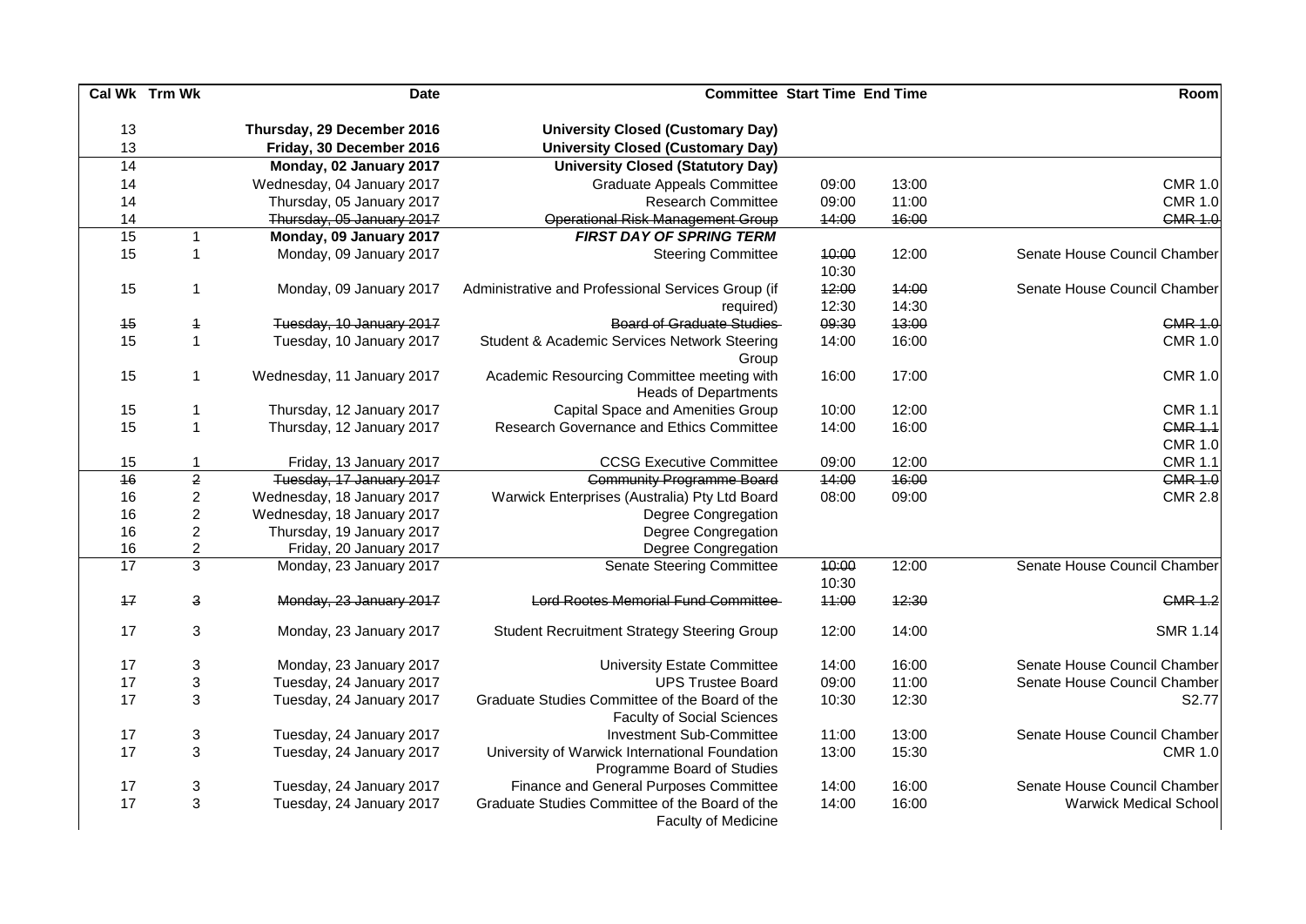| Cal Wk | Trm Wk | Date | Committee | Start Time | End Time | Room |
|---|---|---|---|---|---|---|
| 13 | | **Thursday, 29 December 2016** | **University Closed (Customary Day)** | | | |
| 13 | | **Friday, 30 December 2016** | **University Closed (Customary Day)** | | | |
| 14 | | **Monday, 02 January 2017** | **University Closed (Statutory Day)** | | | |
| 14 | | Wednesday, 04 January 2017 | Graduate Appeals Committee | 09:00 | 13:00 | CMR 1.0 |
| 14 | | Thursday, 05 January 2017 | Research Committee | 09:00 | 11:00 | CMR 1.0 |
| ~~14~~ | | ~~Thursday, 05 January 2017~~ | ~~Operational Risk Management Group~~ | ~~14:00~~ | ~~16:00~~ | ~~CMR 1.0~~ |
| 15 | 1 | **Monday, 09 January 2017** | ***FIRST DAY OF SPRING TERM*** | | | |
| 15 | 1 | Monday, 09 January 2017 | Steering Committee | ~~10:00~~ 10:30 | 12:00 | Senate House Council Chamber |
| 15 | 1 | Monday, 09 January 2017 | Administrative and Professional Services Group (if required) | ~~12:00~~ 12:30 | ~~14:00~~ 14:30 | Senate House Council Chamber |
| ~~15~~ | ~~1~~ | ~~Tuesday, 10 January 2017~~ | ~~Board of Graduate Studies~~ | ~~09:30~~ | ~~13:00~~ | ~~CMR 1.0~~ |
| 15 | 1 | Tuesday, 10 January 2017 | Student & Academic Services Network Steering Group | 14:00 | 16:00 | CMR 1.0 |
| 15 | 1 | Wednesday, 11 January 2017 | Academic Resourcing Committee meeting with Heads of Departments | 16:00 | 17:00 | CMR 1.0 |
| 15 | 1 | Thursday, 12 January 2017 | Capital Space and Amenities Group | 10:00 | 12:00 | CMR 1.1 |
| 15 | 1 | Thursday, 12 January 2017 | Research Governance and Ethics Committee | 14:00 | 16:00 | ~~CMR 1.1~~ CMR 1.0 |
| 15 | 1 | Friday, 13 January 2017 | CCSG Executive Committee | 09:00 | 12:00 | CMR 1.1 |
| ~~16~~ | ~~2~~ | ~~Tuesday, 17 January 2017~~ | ~~Community Programme Board~~ | ~~14:00~~ | ~~16:00~~ | ~~CMR 1.0~~ |
| 16 | 2 | Wednesday, 18 January 2017 | Warwick Enterprises (Australia) Pty Ltd Board | 08:00 | 09:00 | CMR 2.8 |
| 16 | 2 | Wednesday, 18 January 2017 | Degree Congregation | | | |
| 16 | 2 | Thursday, 19 January 2017 | Degree Congregation | | | |
| 16 | 2 | Friday, 20 January 2017 | Degree Congregation | | | |
| 17 | 3 | Monday, 23 January 2017 | Senate Steering Committee | ~~10:00~~ 10:30 | 12:00 | Senate House Council Chamber |
| ~~17~~ | ~~3~~ | ~~Monday, 23 January 2017~~ | ~~Lord Rootes Memorial Fund Committee~~ | ~~11:00~~ | ~~12:30~~ | ~~CMR 1.2~~ |
| 17 | 3 | Monday, 23 January 2017 | Student Recruitment Strategy Steering Group | 12:00 | 14:00 | SMR 1.14 |
| 17 | 3 | Monday, 23 January 2017 | University Estate Committee | 14:00 | 16:00 | Senate House Council Chamber |
| 17 | 3 | Tuesday, 24 January 2017 | UPS Trustee Board | 09:00 | 11:00 | Senate House Council Chamber |
| 17 | 3 | Tuesday, 24 January 2017 | Graduate Studies Committee of the Board of the Faculty of Social Sciences | 10:30 | 12:30 | S2.77 |
| 17 | 3 | Tuesday, 24 January 2017 | Investment Sub-Committee | 11:00 | 13:00 | Senate House Council Chamber |
| 17 | 3 | Tuesday, 24 January 2017 | University of Warwick International Foundation Programme Board of Studies | 13:00 | 15:30 | CMR 1.0 |
| 17 | 3 | Tuesday, 24 January 2017 | Finance and General Purposes Committee | 14:00 | 16:00 | Senate House Council Chamber |
| 17 | 3 | Tuesday, 24 January 2017 | Graduate Studies Committee of the Board of the Faculty of Medicine | 14:00 | 16:00 | Warwick Medical School |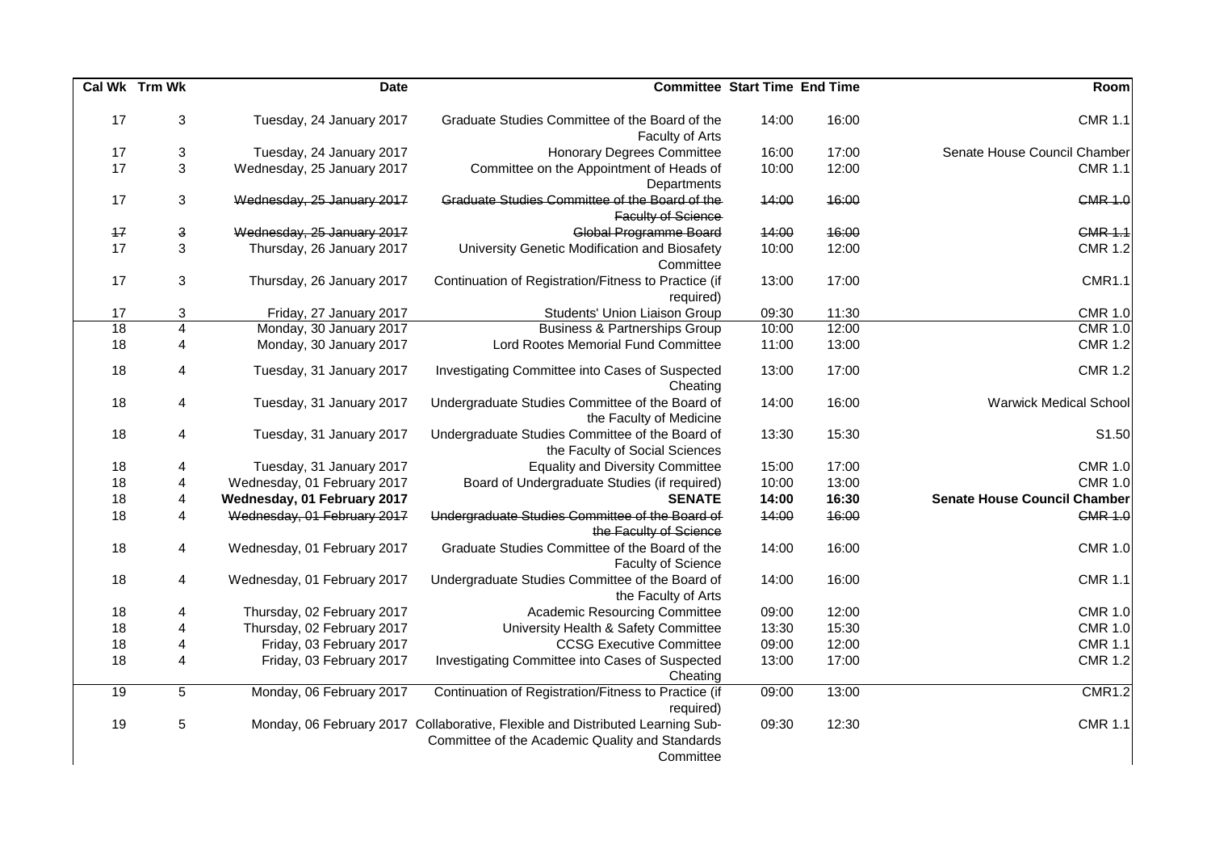| Cal Wk | Trm Wk | Date | Committee | Start Time | End Time | Room |
| --- | --- | --- | --- | --- | --- | --- |
| 17 | 3 | Tuesday, 24 January 2017 | Graduate Studies Committee of the Board of the Faculty of Arts | 14:00 | 16:00 | CMR 1.1 |
| 17 | 3 | Tuesday, 24 January 2017 | Honorary Degrees Committee | 16:00 | 17:00 | Senate House Council Chamber |
| 17 | 3 | Wednesday, 25 January 2017 | Committee on the Appointment of Heads of Departments | 10:00 | 12:00 | CMR 1.1 |
| 17 | 3 | ~~Wednesday, 25 January 2017~~ | ~~Graduate Studies Committee of the Board of the Faculty of Science~~ | ~~14:00~~ | ~~16:00~~ | ~~CMR 1.0~~ |
| ~~17~~ | ~~3~~ | ~~Wednesday, 25 January 2017~~ | ~~Global Programme Board~~ | ~~14:00~~ | ~~16:00~~ | ~~CMR 1.1~~ |
| 17 | 3 | Thursday, 26 January 2017 | University Genetic Modification and Biosafety Committee | 10:00 | 12:00 | CMR 1.2 |
| 17 | 3 | Thursday, 26 January 2017 | Continuation of Registration/Fitness to Practice (if required) | 13:00 | 17:00 | CMR1.1 |
| 17 | 3 | Friday, 27 January 2017 | Students' Union Liaison Group | 09:30 | 11:30 | CMR 1.0 |
| 18 | 4 | Monday, 30 January 2017 | Business & Partnerships Group | 10:00 | 12:00 | CMR 1.0 |
| 18 | 4 | Monday, 30 January 2017 | Lord Rootes Memorial Fund Committee | 11:00 | 13:00 | CMR 1.2 |
| 18 | 4 | Tuesday, 31 January 2017 | Investigating Committee into Cases of Suspected Cheating | 13:00 | 17:00 | CMR 1.2 |
| 18 | 4 | Tuesday, 31 January 2017 | Undergraduate Studies Committee of the Board of the Faculty of Medicine | 14:00 | 16:00 | Warwick Medical School |
| 18 | 4 | Tuesday, 31 January 2017 | Undergraduate Studies Committee of the Board of the Faculty of Social Sciences | 13:30 | 15:30 | S1.50 |
| 18 | 4 | Tuesday, 31 January 2017 | Equality and Diversity Committee | 15:00 | 17:00 | CMR 1.0 |
| 18 | 4 | Wednesday, 01 February 2017 | Board of Undergraduate Studies (if required) | 10:00 | 13:00 | CMR 1.0 |
| 18 | 4 | **Wednesday, 01 February 2017** | **SENATE** | **14:00** | **16:30** | **Senate House Council Chamber** |
| 18 | 4 | ~~Wednesday, 01 February 2017~~ | ~~Undergraduate Studies Committee of the Board of the Faculty of Science~~ | ~~14:00~~ | ~~16:00~~ | ~~CMR 1.0~~ |
| 18 | 4 | Wednesday, 01 February 2017 | Graduate Studies Committee of the Board of the Faculty of Science | 14:00 | 16:00 | CMR 1.0 |
| 18 | 4 | Wednesday, 01 February 2017 | Undergraduate Studies Committee of the Board of the Faculty of Arts | 14:00 | 16:00 | CMR 1.1 |
| 18 | 4 | Thursday, 02 February 2017 | Academic Resourcing Committee | 09:00 | 12:00 | CMR 1.0 |
| 18 | 4 | Thursday, 02 February 2017 | University Health & Safety Committee | 13:30 | 15:30 | CMR 1.0 |
| 18 | 4 | Friday, 03 February 2017 | CCSG Executive Committee | 09:00 | 12:00 | CMR 1.1 |
| 18 | 4 | Friday, 03 February 2017 | Investigating Committee into Cases of Suspected Cheating | 13:00 | 17:00 | CMR 1.2 |
| 19 | 5 | Monday, 06 February 2017 | Continuation of Registration/Fitness to Practice (if required) | 09:00 | 13:00 | CMR1.2 |
| 19 | 5 | Monday, 06 February 2017 | Collaborative, Flexible and Distributed Learning Sub-Committee of the Academic Quality and Standards Committee | 09:30 | 12:30 | CMR 1.1 |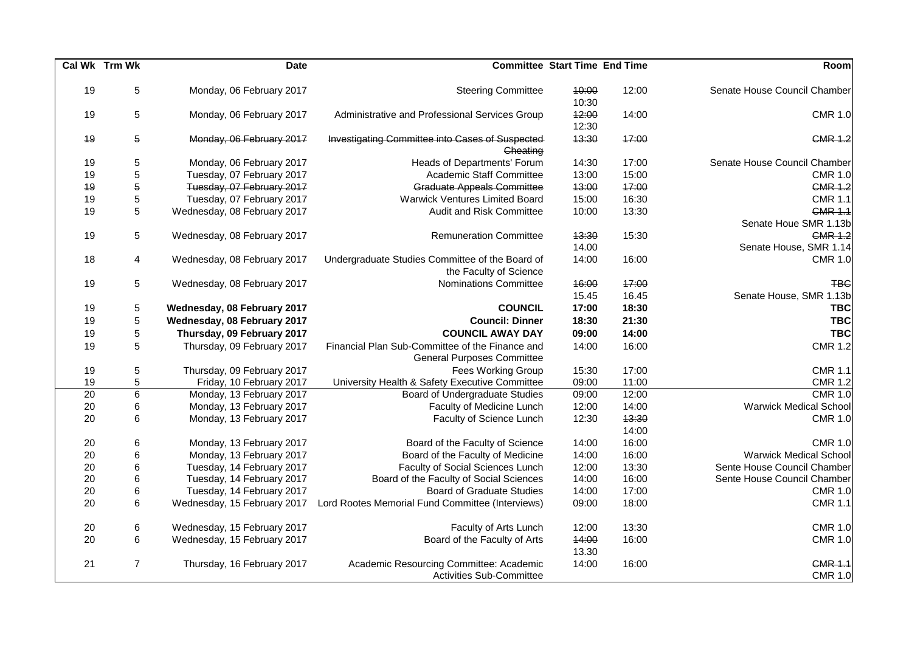| Cal Wk | Trm Wk | Date | Committee | Start Time | End Time | Room |
|---|---|---|---|---|---|---|
| 19 | 5 | Monday, 06 February 2017 | Steering Committee | ~~10:00~~ 10:30 | 12:00 | Senate House Council Chamber |
| 19 | 5 | Monday, 06 February 2017 | Administrative and Professional Services Group | ~~12:00~~ 12:30 | 14:00 | CMR 1.0 |
| ~~19~~ | ~~5~~ | ~~Monday, 06 February 2017~~ | ~~Investigating Committee into Cases of Suspected Cheating~~ | ~~13:30~~ | ~~17:00~~ | ~~CMR 1.2~~ |
| 19 | 5 | Monday, 06 February 2017 | Heads of Departments' Forum | 14:30 | 17:00 | Senate House Council Chamber |
| 19 | 5 | Tuesday, 07 February 2017 | Academic Staff Committee | 13:00 | 15:00 | CMR 1.0 |
| ~~19~~ | ~~5~~ | ~~Tuesday, 07 February 2017~~ | ~~Graduate Appeals Committee~~ | ~~13:00~~ | ~~17:00~~ | ~~CMR 1.2~~ |
| 19 | 5 | Tuesday, 07 February 2017 | Warwick Ventures Limited Board | 15:00 | 16:30 | CMR 1.1 |
| 19 | 5 | Wednesday, 08 February 2017 | Audit and Risk Committee | 10:00 | 13:30 | ~~CMR 1.1~~ Senate Houe SMR 1.13b |
| 19 | 5 | Wednesday, 08 February 2017 | Remuneration Committee | ~~13:30~~ 14.00 | 15:30 | ~~CMR 1.2~~ Senate House, SMR 1.14 |
| 18 | 4 | Wednesday, 08 February 2017 | Undergraduate Studies Committee of the Board of the Faculty of Science | 14:00 | 16:00 | CMR 1.0 |
| 19 | 5 | Wednesday, 08 February 2017 | Nominations Committee | ~~16:00~~ 15.45 | ~~17:00~~ 16.45 | ~~TBC~~ Senate House, SMR 1.13b |
| 19 | 5 | **Wednesday, 08 February 2017** | **COUNCIL** | **17:00** | **18:30** | **TBC** |
| 19 | 5 | **Wednesday, 08 February 2017** | **Council: Dinner** | **18:30** | **21:30** | **TBC** |
| 19 | 5 | **Thursday, 09 February 2017** | **COUNCIL AWAY DAY** | **09:00** | **14:00** | **TBC** |
| 19 | 5 | Thursday, 09 February 2017 | Financial Plan Sub-Committee of the Finance and General Purposes Committee | 14:00 | 16:00 | CMR 1.2 |
| 19 | 5 | Thursday, 09 February 2017 | Fees Working Group | 15:30 | 17:00 | CMR 1.1 |
| 19 | 5 | Friday, 10 February 2017 | University Health & Safety Executive Committee | 09:00 | 11:00 | CMR 1.2 |
| 20 | 6 | Monday, 13 February 2017 | Board of Undergraduate Studies | 09:00 | 12:00 | CMR 1.0 |
| 20 | 6 | Monday, 13 February 2017 | Faculty of Medicine Lunch | 12:00 | 14:00 | Warwick Medical School |
| 20 | 6 | Monday, 13 February 2017 | Faculty of Science Lunch | 12:30 | ~~13:30~~ 14:00 | CMR 1.0 |
| 20 | 6 | Monday, 13 February 2017 | Board of the Faculty of Science | 14:00 | 16:00 | CMR 1.0 |
| 20 | 6 | Monday, 13 February 2017 | Board of the Faculty of Medicine | 14:00 | 16:00 | Warwick Medical School |
| 20 | 6 | Tuesday, 14 February 2017 | Faculty of Social Sciences Lunch | 12:00 | 13:30 | Sente House Council Chamber |
| 20 | 6 | Tuesday, 14 February 2017 | Board of the Faculty of Social Sciences | 14:00 | 16:00 | Sente House Council Chamber |
| 20 | 6 | Tuesday, 14 February 2017 | Board of Graduate Studies | 14:00 | 17:00 | CMR 1.0 |
| 20 | 6 | Wednesday, 15 February 2017 | Lord Rootes Memorial Fund Committee (Interviews) | 09:00 | 18:00 | CMR 1.1 |
| 20 | 6 | Wednesday, 15 February 2017 | Faculty of Arts Lunch | 12:00 | 13:30 | CMR 1.0 |
| 20 | 6 | Wednesday, 15 February 2017 | Board of the Faculty of Arts | ~~14:00~~ 13.30 | 16:00 | CMR 1.0 |
| 21 | 7 | Thursday, 16 February 2017 | Academic Resourcing Committee: Academic Activities Sub-Committee | 14:00 | 16:00 | ~~CMR 1.1~~ CMR 1.0 |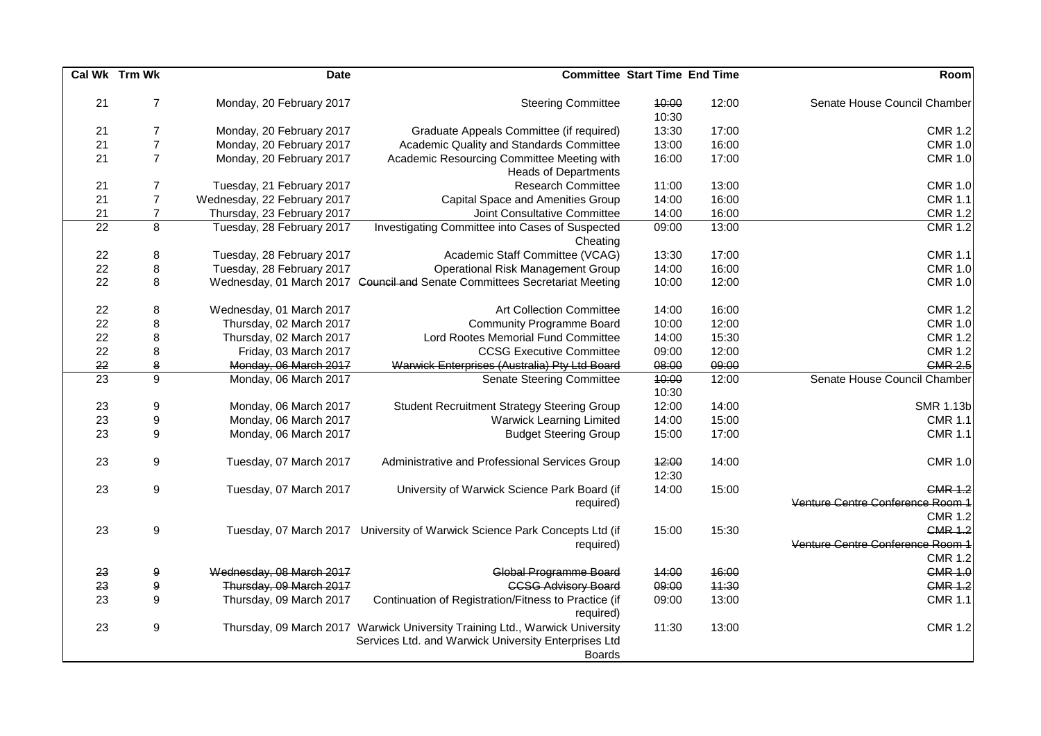| Cal Wk | Trm Wk | Date | Committee | Start Time | End Time | Room |
| --- | --- | --- | --- | --- | --- | --- |
| 21 | 7 | Monday, 20 February 2017 | Steering Committee | ~~10:00~~ 10:30 | 12:00 | Senate House Council Chamber |
| 21 | 7 | Monday, 20 February 2017 | Graduate Appeals Committee (if required) | 13:30 | 17:00 | CMR 1.2 |
| 21 | 7 | Monday, 20 February 2017 | Academic Quality and Standards Committee | 13:00 | 16:00 | CMR 1.0 |
| 21 | 7 | Monday, 20 February 2017 | Academic Resourcing Committee Meeting with Heads of Departments | 16:00 | 17:00 | CMR 1.0 |
| 21 | 7 | Tuesday, 21 February 2017 | Research Committee | 11:00 | 13:00 | CMR 1.0 |
| 21 | 7 | Wednesday, 22 February 2017 | Capital Space and Amenities Group | 14:00 | 16:00 | CMR 1.1 |
| 21 | 7 | Thursday, 23 February 2017 | Joint Consultative Committee | 14:00 | 16:00 | CMR 1.2 |
| 22 | 8 | Tuesday, 28 February 2017 | Investigating Committee into Cases of Suspected Cheating | 09:00 | 13:00 | CMR 1.2 |
| 22 | 8 | Tuesday, 28 February 2017 | Academic Staff Committee (VCAG) | 13:30 | 17:00 | CMR 1.1 |
| 22 | 8 | Tuesday, 28 February 2017 | Operational Risk Management Group | 14:00 | 16:00 | CMR 1.0 |
| 22 | 8 | Wednesday, 01 March 2017 | ~~Council and~~ Senate Committees Secretariat Meeting | 10:00 | 12:00 | CMR 1.0 |
| 22 | 8 | Wednesday, 01 March 2017 | Art Collection Committee | 14:00 | 16:00 | CMR 1.2 |
| 22 | 8 | Thursday, 02 March 2017 | Community Programme Board | 10:00 | 12:00 | CMR 1.0 |
| 22 | 8 | Thursday, 02 March 2017 | Lord Rootes Memorial Fund Committee | 14:00 | 15:30 | CMR 1.2 |
| 22 | 8 | Friday, 03 March 2017 | CCSG Executive Committee | 09:00 | 12:00 | CMR 1.2 |
| ~~22~~ | ~~8~~ | ~~Monday, 06 March 2017~~ | ~~Warwick Enterprises (Australia) Pty Ltd Board~~ | ~~08:00~~ | ~~09:00~~ | ~~CMR 2.5~~ |
| 23 | 9 | Monday, 06 March 2017 | Senate Steering Committee | ~~10:00~~ 10:30 | 12:00 | Senate House Council Chamber |
| 23 | 9 | Monday, 06 March 2017 | Student Recruitment Strategy Steering Group | 12:00 | 14:00 | SMR 1.13b |
| 23 | 9 | Monday, 06 March 2017 | Warwick Learning Limited | 14:00 | 15:00 | CMR 1.1 |
| 23 | 9 | Monday, 06 March 2017 | Budget Steering Group | 15:00 | 17:00 | CMR 1.1 |
| 23 | 9 | Tuesday, 07 March 2017 | Administrative and Professional Services Group | ~~12:00~~ 12:30 | 14:00 | CMR 1.0 |
| 23 | 9 | Tuesday, 07 March 2017 | University of Warwick Science Park Board (if required) | 14:00 | 15:00 | ~~CMR 1.2~~ ~~Venture Centre Conference Room 1~~ CMR 1.2 |
| 23 | 9 | Tuesday, 07 March 2017 | University of Warwick Science Park Concepts Ltd (if required) | 15:00 | 15:30 | ~~CMR 1.2~~ ~~Venture Centre Conference Room 1~~ CMR 1.2 |
| ~~23~~ | ~~9~~ | ~~Wednesday, 08 March 2017~~ | ~~Global Programme Board~~ | ~~14:00~~ | ~~16:00~~ | ~~CMR 1.0~~ |
| ~~23~~ | ~~9~~ | ~~Thursday, 09 March 2017~~ | ~~CCSG Advisory Board~~ | ~~09:00~~ | ~~11:30~~ | ~~CMR 1.2~~ |
| 23 | 9 | Thursday, 09 March 2017 | Continuation of Registration/Fitness to Practice (if required) | 09:00 | 13:00 | CMR 1.1 |
| 23 | 9 | Thursday, 09 March 2017 | Warwick University Training Ltd., Warwick University Services Ltd. and Warwick University Enterprises Ltd Boards | 11:30 | 13:00 | CMR 1.2 |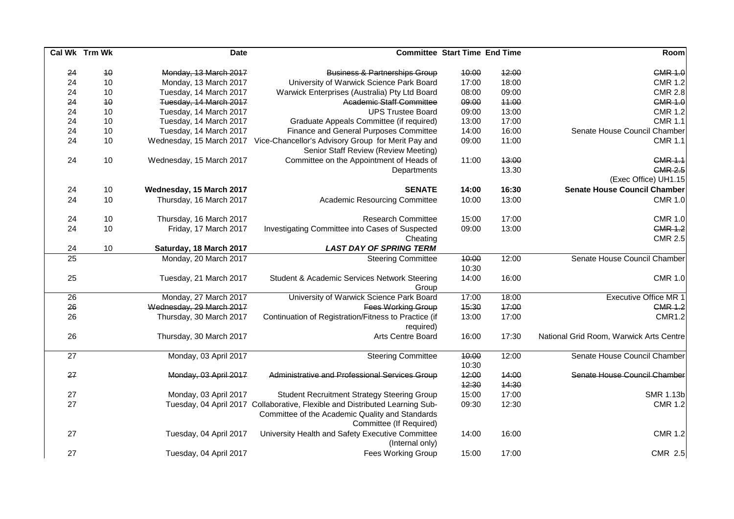| Cal Wk | Trm Wk | Date | Committee | Start Time | End Time | Room |
|---|---|---|---|---|---|---|
| ~~24~~ | ~~10~~ | ~~Monday, 13 March 2017~~ | ~~Business & Partnerships Group~~ | ~~10:00~~ | ~~12:00~~ | ~~CMR 1.0~~ |
| 24 | 10 | Monday, 13 March 2017 | University of Warwick Science Park Board | 17:00 | 18:00 | CMR 1.2 |
| 24 | 10 | Tuesday, 14 March 2017 | Warwick Enterprises (Australia) Pty Ltd Board | 08:00 | 09:00 | CMR 2.8 |
| ~~24~~ | ~~10~~ | ~~Tuesday, 14 March 2017~~ | ~~Academic Staff Committee~~ | ~~09:00~~ | ~~11:00~~ | ~~CMR 1.0~~ |
| 24 | 10 | Tuesday, 14 March 2017 | UPS Trustee Board | 09:00 | 13:00 | CMR 1.2 |
| 24 | 10 | Tuesday, 14 March 2017 | Graduate Appeals Committee (if required) | 13:00 | 17:00 | CMR 1.1 |
| 24 | 10 | Tuesday, 14 March 2017 | Finance and General Purposes Committee | 14:00 | 16:00 | Senate House Council Chamber |
| 24 | 10 | Wednesday, 15 March 2017 | Vice-Chancellor's Advisory Group for Merit Pay and Senior Staff Review (Review Meeting) | 09:00 | 11:00 | CMR 1.1 |
| 24 | 10 | Wednesday, 15 March 2017 | Committee on the Appointment of Heads of Departments | 11:00 | ~~13:00~~ 13.30 | ~~CMR 1.1~~ ~~CMR 2.5~~ (Exec Office) UH1.15 |
| 24 | 10 | **Wednesday, 15 March 2017** | **SENATE** | **14:00** | **16:30** | **Senate House Council Chamber** |
| 24 | 10 | Thursday, 16 March 2017 | Academic Resourcing Committee | 10:00 | 13:00 | CMR 1.0 |
| 24 | 10 | Thursday, 16 March 2017 | Research Committee | 15:00 | 17:00 | CMR 1.0 |
| 24 | 10 | Friday, 17 March 2017 | Investigating Committee into Cases of Suspected Cheating | 09:00 | 13:00 | ~~CMR 1.2~~ CMR 2.5 |
| 24 | 10 | **Saturday, 18 March 2017** | ***LAST DAY OF SPRING TERM*** | | | |
| 25 | | Monday, 20 March 2017 | Steering Committee | ~~10:00~~ 10:30 | 12:00 | Senate House Council Chamber |
| 25 | | Tuesday, 21 March 2017 | Student & Academic Services Network Steering Group | 14:00 | 16:00 | CMR 1.0 |
| 26 | | Monday, 27 March 2017 | University of Warwick Science Park Board | 17:00 | 18:00 | Executive Office MR 1 |
| ~~26~~ | | ~~Wednesday, 29 March 2017~~ | ~~Fees Working Group~~ | ~~15:30~~ | ~~17:00~~ | ~~CMR 1.2~~ |
| 26 | | Thursday, 30 March 2017 | Continuation of Registration/Fitness to Practice (if required) | 13:00 | 17:00 | CMR1.2 |
| 26 | | Thursday, 30 March 2017 | Arts Centre Board | 16:00 | 17:30 | National Grid Room, Warwick Arts Centre |
| 27 | | Monday, 03 April 2017 | Steering Committee | ~~10:00~~ 10:30 | 12:00 | Senate House Council Chamber |
| ~~27~~ | | ~~Monday, 03 April 2017~~ | ~~Administrative and Professional Services Group~~ | ~~12:00~~ ~~12:30~~ | ~~14:00~~ ~~14:30~~ | ~~Senate House Council Chamber~~ |
| 27 | | Monday, 03 April 2017 | Student Recruitment Strategy Steering Group | 15:00 | 17:00 | SMR 1.13b |
| 27 | | Tuesday, 04 April 2017 | Collaborative, Flexible and Distributed Learning Sub-Committee of the Academic Quality and Standards Committee (If Required) | 09:30 | 12:30 | CMR 1.2 |
| 27 | | Tuesday, 04 April 2017 | University Health and Safety Executive Committee (Internal only) | 14:00 | 16:00 | CMR 1.2 |
| 27 | | Tuesday, 04 April 2017 | Fees Working Group | 15:00 | 17:00 | CMR 2.5 |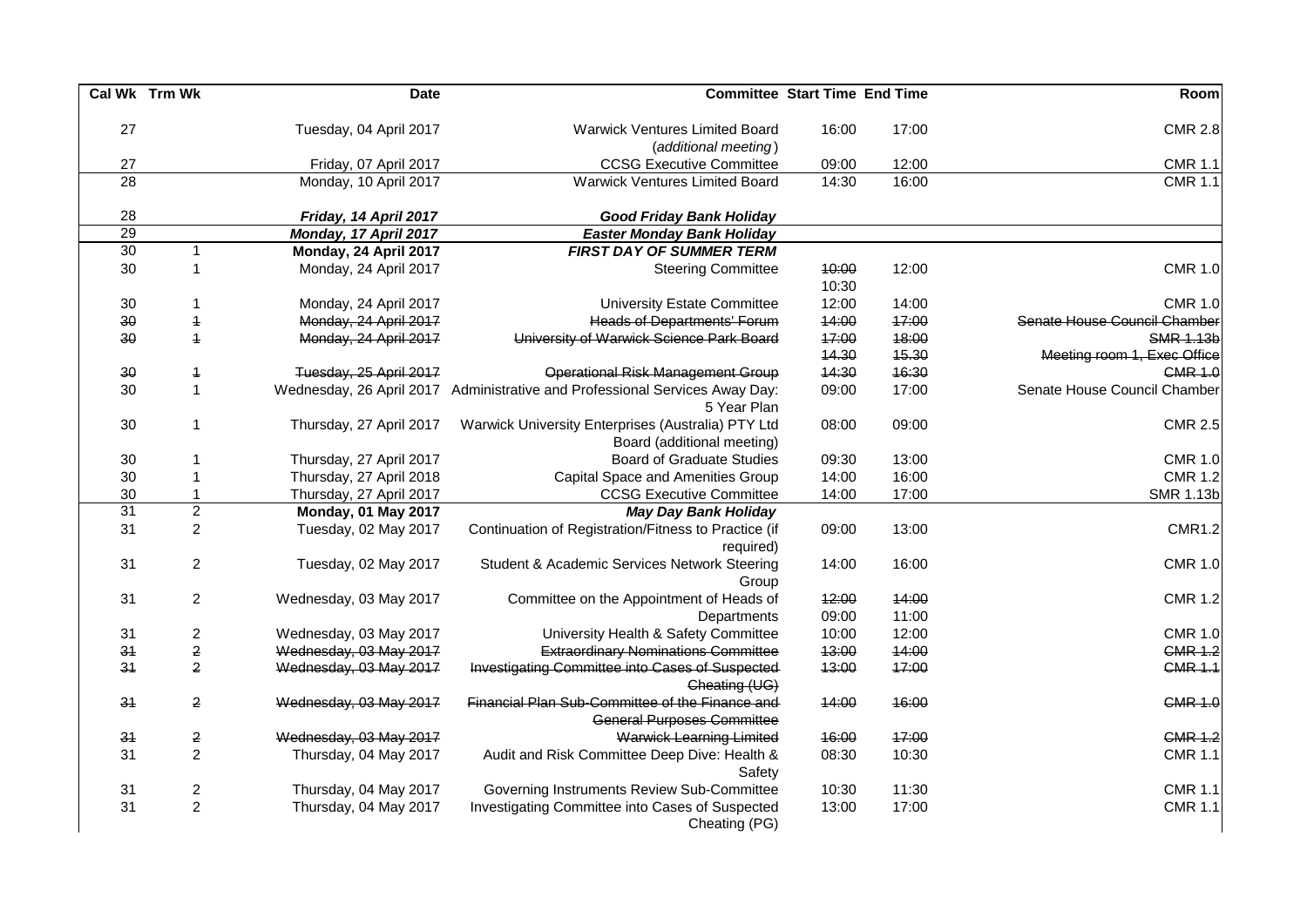| Cal Wk | Trm Wk | Date | Committee | Start Time | End Time | Room |
|---|---|---|---|---|---|---|
| 27 | | Tuesday, 04 April 2017 | Warwick Ventures Limited Board (*additional meeting*) | 16:00 | 17:00 | CMR 2.8 |
| 27 | | Friday, 07 April 2017 | CCSG Executive Committee | 09:00 | 12:00 | CMR 1.1 |
| 28 | | Monday, 10 April 2017 | Warwick Ventures Limited Board | 14:30 | 16:00 | CMR 1.1 |
| 28 | | ***Friday, 14 April 2017*** | ***Good Friday Bank Holiday*** | | | |
| 29 | | ***Monday, 17 April 2017*** | ***Easter Monday Bank Holiday*** | | | |
| 30 | 1 | **Monday, 24 April 2017** | ***FIRST DAY OF SUMMER TERM*** | | | |
| 30 | 1 | Monday, 24 April 2017 | Steering Committee | ~~10:00~~ 10:30 | 12:00 | CMR 1.0 |
| 30 | 1 | Monday, 24 April 2017 | University Estate Committee | 12:00 | 14:00 | CMR 1.0 |
| ~~30~~ | ~~1~~ | ~~Monday, 24 April 2017~~ | ~~Heads of Departments' Forum~~ | ~~14:00~~ | ~~17:00~~ | ~~Senate House Council Chamber~~ |
| ~~30~~ | ~~1~~ | ~~Monday, 24 April 2017~~ | ~~University of Warwick Science Park Board~~ | ~~17:00~~ 14.30 | ~~18:00~~ 15.30 | ~~SMR 1.13b~~ Meeting room 1, Exec Office |
| ~~30~~ | ~~1~~ | ~~Tuesday, 25 April 2017~~ | ~~Operational Risk Management Group~~ | ~~14:30~~ | ~~16:30~~ | ~~CMR 1.0~~ |
| 30 | 1 | Wednesday, 26 April 2017 | Administrative and Professional Services Away Day: 5 Year Plan | 09:00 | 17:00 | Senate House Council Chamber |
| 30 | 1 | Thursday, 27 April 2017 | Warwick University Enterprises (Australia) PTY Ltd Board (additional meeting) | 08:00 | 09:00 | CMR 2.5 |
| 30 | 1 | Thursday, 27 April 2017 | Board of Graduate Studies | 09:30 | 13:00 | CMR 1.0 |
| 30 | 1 | Thursday, 27 April 2018 | Capital Space and Amenities Group | 14:00 | 16:00 | CMR 1.2 |
| 30 | 1 | Thursday, 27 April 2017 | CCSG Executive Committee | 14:00 | 17:00 | SMR 1.13b |
| 31 | 2 | **Monday, 01 May 2017** | ***May Day Bank Holiday*** | | | |
| 31 | 2 | Tuesday, 02 May 2017 | Continuation of Registration/Fitness to Practice (if required) | 09:00 | 13:00 | CMR1.2 |
| 31 | 2 | Tuesday, 02 May 2017 | Student & Academic Services Network Steering Group | 14:00 | 16:00 | CMR 1.0 |
| 31 | 2 | Wednesday, 03 May 2017 | Committee on the Appointment of Heads of Departments | ~~12:00~~ 09:00 | ~~14:00~~ 11:00 | CMR 1.2 |
| 31 | 2 | Wednesday, 03 May 2017 | University Health & Safety Committee | 10:00 | 12:00 | CMR 1.0 |
| ~~31~~ | ~~2~~ | ~~Wednesday, 03 May 2017~~ | ~~Extraordinary Nominations Committee~~ | ~~13:00~~ | ~~14:00~~ | ~~CMR 1.2~~ |
| ~~31~~ | ~~2~~ | ~~Wednesday, 03 May 2017~~ | ~~Investigating Committee into Cases of Suspected Cheating (UG)~~ | ~~13:00~~ | ~~17:00~~ | ~~CMR 1.1~~ |
| ~~31~~ | ~~2~~ | ~~Wednesday, 03 May 2017~~ | ~~Financial Plan Sub-Committee of the Finance and General Purposes Committee~~ | ~~14:00~~ | ~~16:00~~ | ~~CMR 1.0~~ |
| ~~31~~ | ~~2~~ | ~~Wednesday, 03 May 2017~~ | ~~Warwick Learning Limited~~ | ~~16:00~~ | ~~17:00~~ | ~~CMR 1.2~~ |
| 31 | 2 | Thursday, 04 May 2017 | Audit and Risk Committee Deep Dive: Health & Safety | 08:30 | 10:30 | CMR 1.1 |
| 31 | 2 | Thursday, 04 May 2017 | Governing Instruments Review Sub-Committee | 10:30 | 11:30 | CMR 1.1 |
| 31 | 2 | Thursday, 04 May 2017 | Investigating Committee into Cases of Suspected Cheating (PG) | 13:00 | 17:00 | CMR 1.1 |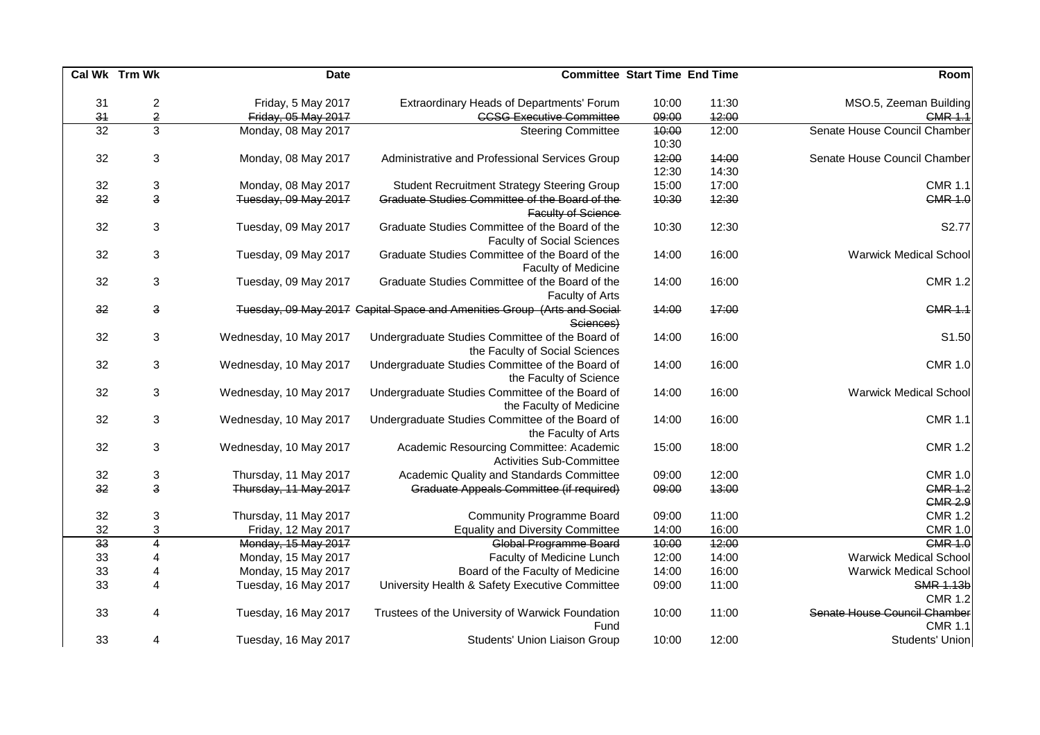| Cal Wk | Trm Wk | Date | Committee | Start Time | End Time | Room |
|---|---|---|---|---|---|---|
| 31 | 2 | Friday, 5 May 2017 | Extraordinary Heads of Departments' Forum | 10:00 | 11:30 | MSO.5, Zeeman Building |
| ~~31~~ | ~~2~~ | ~~Friday, 05 May 2017~~ | ~~CCSG Executive Committee~~ | ~~09:00~~ | ~~12:00~~ | ~~CMR 1.1~~ |
| 32 | 3 | Monday, 08 May 2017 | Steering Committee | ~~10:00~~ 10:30 | 12:00 | Senate House Council Chamber |
| 32 | 3 | Monday, 08 May 2017 | Administrative and Professional Services Group | ~~12:00~~ 12:30 | ~~14:00~~ 14:30 | Senate House Council Chamber |
| 32 | 3 | Monday, 08 May 2017 | Student Recruitment Strategy Steering Group | 15:00 | 17:00 | CMR 1.1 |
| ~~32~~ | ~~3~~ | ~~Tuesday, 09 May 2017~~ | ~~Graduate Studies Committee of the Board of the Faculty of Science~~ | ~~10:30~~ | ~~12:30~~ | ~~CMR 1.0~~ |
| 32 | 3 | Tuesday, 09 May 2017 | Graduate Studies Committee of the Board of the Faculty of Social Sciences | 10:30 | 12:30 | S2.77 |
| 32 | 3 | Tuesday, 09 May 2017 | Graduate Studies Committee of the Board of the Faculty of Medicine | 14:00 | 16:00 | Warwick Medical School |
| 32 | 3 | Tuesday, 09 May 2017 | Graduate Studies Committee of the Board of the Faculty of Arts | 14:00 | 16:00 | CMR 1.2 |
| ~~32~~ | ~~3~~ | ~~Tuesday, 09 May 2017~~ | ~~Capital Space and Amenities Group (Arts and Social Sciences)~~ | ~~14:00~~ | ~~17:00~~ | ~~CMR 1.1~~ |
| 32 | 3 | Wednesday, 10 May 2017 | Undergraduate Studies Committee of the Board of the Faculty of Social Sciences | 14:00 | 16:00 | S1.50 |
| 32 | 3 | Wednesday, 10 May 2017 | Undergraduate Studies Committee of the Board of the Faculty of Science | 14:00 | 16:00 | CMR 1.0 |
| 32 | 3 | Wednesday, 10 May 2017 | Undergraduate Studies Committee of the Board of the Faculty of Medicine | 14:00 | 16:00 | Warwick Medical School |
| 32 | 3 | Wednesday, 10 May 2017 | Undergraduate Studies Committee of the Board of the Faculty of Arts | 14:00 | 16:00 | CMR 1.1 |
| 32 | 3 | Wednesday, 10 May 2017 | Academic Resourcing Committee: Academic Activities Sub-Committee | 15:00 | 18:00 | CMR 1.2 |
| 32 | 3 | Thursday, 11 May 2017 | Academic Quality and Standards Committee | 09:00 | 12:00 | CMR 1.0 |
| ~~32~~ | ~~3~~ | ~~Thursday, 11 May 2017~~ | ~~Graduate Appeals Committee (if required)~~ | ~~09:00~~ | ~~13:00~~ | ~~CMR 1.2~~ ~~CMR 2.9~~ |
| 32 | 3 | Thursday, 11 May 2017 | Community Programme Board | 09:00 | 11:00 | CMR 1.2 |
| 32 | 3 | Friday, 12 May 2017 | Equality and Diversity Committee | 14:00 | 16:00 | CMR 1.0 |
| ~~33~~ | ~~4~~ | ~~Monday, 15 May 2017~~ | ~~Global Programme Board~~ | ~~10:00~~ | ~~12:00~~ | ~~CMR 1.0~~ |
| 33 | 4 | Monday, 15 May 2017 | Faculty of Medicine Lunch | 12:00 | 14:00 | Warwick Medical School |
| 33 | 4 | Monday, 15 May 2017 | Board of the Faculty of Medicine | 14:00 | 16:00 | Warwick Medical School |
| 33 | 4 | Tuesday, 16 May 2017 | University Health & Safety Executive Committee | 09:00 | 11:00 | ~~SMR 1.13b~~ CMR 1.2 |
| 33 | 4 | Tuesday, 16 May 2017 | Trustees of the University of Warwick Foundation Fund | 10:00 | 11:00 | ~~Senate House Council Chamber~~ CMR 1.1 |
| 33 | 4 | Tuesday, 16 May 2017 | Students' Union Liaison Group | 10:00 | 12:00 | Students' Union |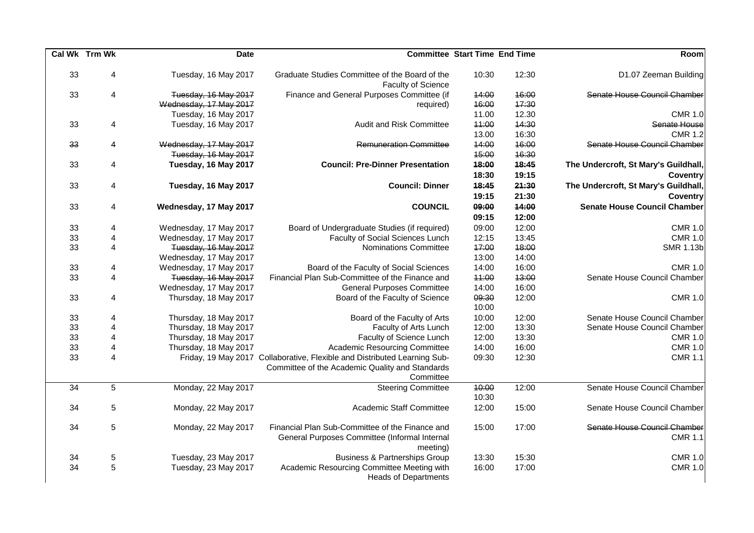| Cal Wk | Trm Wk | Date | Committee | Start Time | End Time | Room |
|---|---|---|---|---|---|---|
| 33 | 4 | Tuesday, 16 May 2017 | Graduate Studies Committee of the Board of the Faculty of Science | 10:30 | 12:30 | D1.07 Zeeman Building |
| 33 | 4 | ~~Tuesday, 16 May 2017~~ ~~Wednesday, 17 May 2017~~ Tuesday, 16 May 2017 | Finance and General Purposes Committee (if required) | ~~14:00~~ ~~16:00~~ 11.00 | ~~16:00~~ ~~17:30~~ 12.30 | ~~Senate House Council Chamber~~ CMR 1.0 |
| 33 | 4 | Tuesday, 16 May 2017 | Audit and Risk Committee | ~~11:00~~ 13.00 | ~~14:30~~ 16:30 | ~~Senate House~~ CMR 1.2 |
| ~~33~~ | 4 | ~~Wednesday, 17 May 2017~~ ~~Tuesday, 16 May 2017~~ | ~~Remuneration Committee~~ | ~~14:00~~ ~~15:00~~ | ~~16:00~~ ~~16:30~~ | ~~Senate House Council Chamber~~ |
| 33 | 4 | **Tuesday, 16 May 2017** | **Council: Pre-Dinner Presentation** | ~~**18:00**~~ **18:30** | ~~**18:45**~~ **19:15** | **The Undercroft, St Mary's Guildhall, Coventry** |
| 33 | 4 | **Tuesday, 16 May 2017** | **Council: Dinner** | ~~**18:45**~~ **19:15** | ~~**21:30**~~ **21:30** | **The Undercroft, St Mary's Guildhall, Coventry** |
| 33 | 4 | **Wednesday, 17 May 2017** | **COUNCIL** | ~~**09:00**~~ **09:15** | ~~**14:00**~~ **12:00** | **Senate House Council Chamber** |
| 33 | 4 | Wednesday, 17 May 2017 | Board of Undergraduate Studies (if required) | 09:00 | 12:00 | CMR 1.0 |
| 33 | 4 | Wednesday, 17 May 2017 | Faculty of Social Sciences Lunch | 12:15 | 13:45 | CMR 1.0 |
| 33 | 4 | ~~Tuesday, 16 May 2017~~ Wednesday, 17 May 2017 | Nominations Committee | ~~17:00~~ 13:00 | ~~18:00~~ 14:00 | SMR 1.13b |
| 33 | 4 | Wednesday, 17 May 2017 | Board of the Faculty of Social Sciences | 14:00 | 16:00 | CMR 1.0 |
| 33 | 4 | ~~Tuesday, 16 May 2017~~ Wednesday, 17 May 2017 | Financial Plan Sub-Committee of the Finance and General Purposes Committee | ~~11:00~~ 14:00 | ~~13:00~~ 16:00 | Senate House Council Chamber |
| 33 | 4 | Thursday, 18 May 2017 | Board of the Faculty of Science | ~~09:30~~ 10:00 | 12:00 | CMR 1.0 |
| 33 | 4 | Thursday, 18 May 2017 | Board of the Faculty of Arts | 10:00 | 12:00 | Senate House Council Chamber |
| 33 | 4 | Thursday, 18 May 2017 | Faculty of Arts Lunch | 12:00 | 13:30 | Senate House Council Chamber |
| 33 | 4 | Thursday, 18 May 2017 | Faculty of Science Lunch | 12:00 | 13:30 | CMR 1.0 |
| 33 | 4 | Thursday, 18 May 2017 | Academic Resourcing Committee | 14:00 | 16:00 | CMR 1.0 |
| 33 | 4 | Friday, 19 May 2017 | Collaborative, Flexible and Distributed Learning Sub-Committee of the Academic Quality and Standards Committee | 09:30 | 12:30 | CMR 1.1 |
| 34 | 5 | Monday, 22 May 2017 | Steering Committee | ~~10:00~~ 10:30 | 12:00 | Senate House Council Chamber |
| 34 | 5 | Monday, 22 May 2017 | Academic Staff Committee | 12:00 | 15:00 | Senate House Council Chamber |
| 34 | 5 | Monday, 22 May 2017 | Financial Plan Sub-Committee of the Finance and General Purposes Committee (Informal Internal meeting) | 15:00 | 17:00 | ~~Senate House Council Chamber~~ CMR 1.1 |
| 34 | 5 | Tuesday, 23 May 2017 | Business & Partnerships Group | 13:30 | 15:30 | CMR 1.0 |
| 34 | 5 | Tuesday, 23 May 2017 | Academic Resourcing Committee Meeting with Heads of Departments | 16:00 | 17:00 | CMR 1.0 |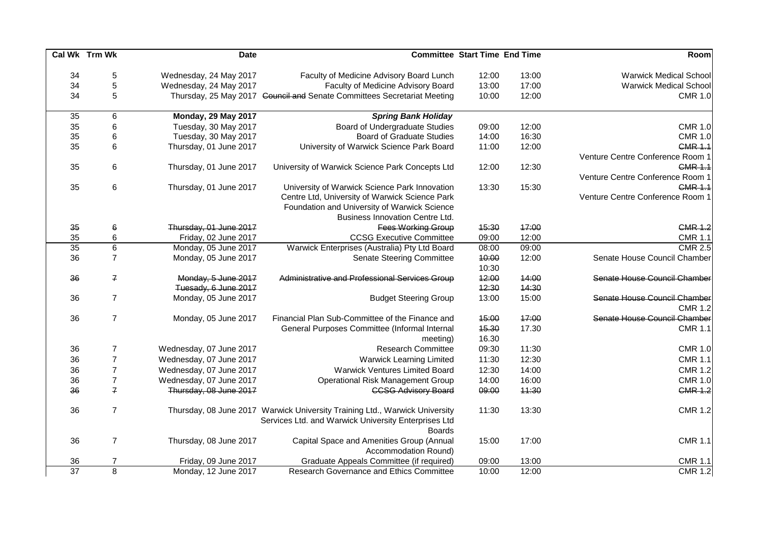| Cal Wk | Trm Wk | Date | Committee | Start Time | End Time | Room |
|---|---|---|---|---|---|---|
| 34 | 5 | Wednesday, 24 May 2017 | Faculty of Medicine Advisory Board Lunch | 12:00 | 13:00 | Warwick Medical School |
| 34 | 5 | Wednesday, 24 May 2017 | Faculty of Medicine Advisory Board | 13:00 | 17:00 | Warwick Medical School |
| 34 | 5 | Thursday, 25 May 2017 | ~~Council and~~ Senate Committees Secretariat Meeting | 10:00 | 12:00 | CMR 1.0 |
| 35 | 6 | **Monday, 29 May 2017** | ***Spring Bank Holiday*** | | | |
| 35 | 6 | Tuesday, 30 May 2017 | Board of Undergraduate Studies | 09:00 | 12:00 | CMR 1.0 |
| 35 | 6 | Tuesday, 30 May 2017 | Board of Graduate Studies | 14:00 | 16:30 | CMR 1.0 |
| 35 | 6 | Thursday, 01 June 2017 | University of Warwick Science Park Board | 11:00 | 12:00 | ~~CMR 1.1~~ Venture Centre Conference Room 1 |
| 35 | 6 | Thursday, 01 June 2017 | University of Warwick Science Park Concepts Ltd | 12:00 | 12:30 | ~~CMR 1.1~~ Venture Centre Conference Room 1 |
| 35 | 6 | Thursday, 01 June 2017 | University of Warwick Science Park Innovation Centre Ltd, University of Warwick Science Park Foundation and University of Warwick Science Business Innovation Centre Ltd. | 13:30 | 15:30 | ~~CMR 1.1~~ Venture Centre Conference Room 1 |
| ~~35~~ | ~~6~~ | ~~Thursday, 01 June 2017~~ | ~~Fees Working Group~~ | ~~15:30~~ | ~~17:00~~ | ~~CMR 1.2~~ |
| 35 | 6 | Friday, 02 June 2017 | CCSG Executive Committee | 09:00 | 12:00 | CMR 1.1 |
| 35 | 6 | Monday, 05 June 2017 | Warwick Enterprises (Australia) Pty Ltd Board | 08:00 | 09:00 | CMR 2.5 |
| 36 | 7 | Monday, 05 June 2017 | Senate Steering Committee | ~~10:00~~ 10:30 | 12:00 | Senate House Council Chamber |
| ~~36~~ | ~~7~~ | ~~Monday, 5 June 2017~~ ~~Tuesady, 6 June 2017~~ | ~~Administrative and Professional Services Group~~ | ~~12:00~~ ~~12:30~~ | ~~14:00~~ ~~14:30~~ | ~~Senate House Council Chamber~~ |
| 36 | 7 | Monday, 05 June 2017 | Budget Steering Group | 13:00 | 15:00 | ~~Senate House Council Chamber~~ CMR 1.2 |
| 36 | 7 | Monday, 05 June 2017 | Financial Plan Sub-Committee of the Finance and General Purposes Committee (Informal Internal meeting) | ~~15:00~~ ~~15.30~~ 16.30 | ~~17:00~~ 17.30 | ~~Senate House Council Chamber~~ CMR 1.1 |
| 36 | 7 | Wednesday, 07 June 2017 | Research Committee | 09:30 | 11:30 | CMR 1.0 |
| 36 | 7 | Wednesday, 07 June 2017 | Warwick Learning Limited | 11:30 | 12:30 | CMR 1.1 |
| 36 | 7 | Wednesday, 07 June 2017 | Warwick Ventures Limited Board | 12:30 | 14:00 | CMR 1.2 |
| 36 | 7 | Wednesday, 07 June 2017 | Operational Risk Management Group | 14:00 | 16:00 | CMR 1.0 |
| ~~36~~ | ~~7~~ | ~~Thursday, 08 June 2017~~ | ~~CCSG Advisory Board~~ | ~~09:00~~ | ~~11:30~~ | ~~CMR 1.2~~ |
| 36 | 7 | Thursday, 08 June 2017 | Warwick University Training Ltd., Warwick University Services Ltd. and Warwick University Enterprises Ltd Boards | 11:30 | 13:30 | CMR 1.2 |
| 36 | 7 | Thursday, 08 June 2017 | Capital Space and Amenities Group (Annual Accommodation Round) | 15:00 | 17:00 | CMR 1.1 |
| 36 | 7 | Friday, 09 June 2017 | Graduate Appeals Committee (if required) | 09:00 | 13:00 | CMR 1.1 |
| 37 | 8 | Monday, 12 June 2017 | Research Governance and Ethics Committee | 10:00 | 12:00 | CMR 1.2 |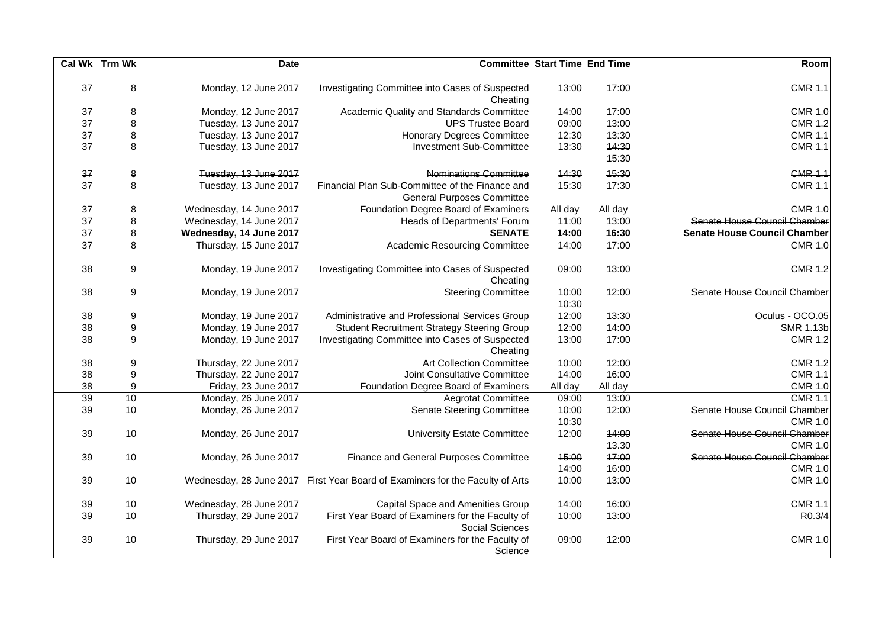| Cal Wk | Trm Wk | Date | Committee | Start Time | End Time | Room |
|---|---|---|---|---|---|---|
| 37 | 8 | Monday, 12 June 2017 | Investigating Committee into Cases of Suspected Cheating | 13:00 | 17:00 | CMR 1.1 |
| 37 | 8 | Monday, 12 June 2017 | Academic Quality and Standards Committee | 14:00 | 17:00 | CMR 1.0 |
| 37 | 8 | Tuesday, 13 June 2017 | UPS Trustee Board | 09:00 | 13:00 | CMR 1.2 |
| 37 | 8 | Tuesday, 13 June 2017 | Honorary Degrees Committee | 12:30 | 13:30 | CMR 1.1 |
| 37 | 8 | Tuesday, 13 June 2017 | Investment Sub-Committee | 13:30 | ~~14:30~~ 15:30 | CMR 1.1 |
| ~~37~~ | ~~8~~ | ~~Tuesday, 13 June 2017~~ | ~~Nominations Committee~~ | ~~14:30~~ | ~~15:30~~ | ~~CMR 1.1~~ |
| 37 | 8 | Tuesday, 13 June 2017 | Financial Plan Sub-Committee of the Finance and General Purposes Committee | 15:30 | 17:30 | CMR 1.1 |
| 37 | 8 | Wednesday, 14 June 2017 | Foundation Degree Board of Examiners | All day | All day | CMR 1.0 |
| 37 | 8 | Wednesday, 14 June 2017 | Heads of Departments' Forum | 11:00 | 13:00 | ~~Senate House Council Chamber~~ |
| 37 | 8 | **Wednesday, 14 June 2017** | **SENATE** | **14:00** | **16:30** | **Senate House Council Chamber** |
| 37 | 8 | Thursday, 15 June 2017 | Academic Resourcing Committee | 14:00 | 17:00 | CMR 1.0 |
| 38 | 9 | Monday, 19 June 2017 | Investigating Committee into Cases of Suspected Cheating | 09:00 | 13:00 | CMR 1.2 |
| 38 | 9 | Monday, 19 June 2017 | Steering Committee | ~~10:00~~ 10:30 | 12:00 | Senate House Council Chamber |
| 38 | 9 | Monday, 19 June 2017 | Administrative and Professional Services Group | 12:00 | 13:30 | Oculus - OCO.05 |
| 38 | 9 | Monday, 19 June 2017 | Student Recruitment Strategy Steering Group | 12:00 | 14:00 | SMR 1.13b |
| 38 | 9 | Monday, 19 June 2017 | Investigating Committee into Cases of Suspected Cheating | 13:00 | 17:00 | CMR 1.2 |
| 38 | 9 | Thursday, 22 June 2017 | Art Collection Committee | 10:00 | 12:00 | CMR 1.2 |
| 38 | 9 | Thursday, 22 June 2017 | Joint Consultative Committee | 14:00 | 16:00 | CMR 1.1 |
| 38 | 9 | Friday, 23 June 2017 | Foundation Degree Board of Examiners | All day | All day | CMR 1.0 |
| 39 | 10 | Monday, 26 June 2017 | Aegrotat Committee | 09:00 | 13:00 | CMR 1.1 |
| 39 | 10 | Monday, 26 June 2017 | Senate Steering Committee | ~~10:00~~ 10:30 | 12:00 | ~~Senate House Council Chamber~~ CMR 1.0 |
| 39 | 10 | Monday, 26 June 2017 | University Estate Committee | 12:00 | ~~14:00~~ 13.30 | ~~Senate House Council Chamber~~ CMR 1.0 |
| 39 | 10 | Monday, 26 June 2017 | Finance and General Purposes Committee | ~~15:00~~ 14:00 | ~~17:00~~ 16:00 | ~~Senate House Council Chamber~~ CMR 1.0 |
| 39 | 10 | Wednesday, 28 June 2017 | First Year Board of Examiners for the Faculty of Arts | 10:00 | 13:00 | CMR 1.0 |
| 39 | 10 | Wednesday, 28 June 2017 | Capital Space and Amenities Group | 14:00 | 16:00 | CMR 1.1 |
| 39 | 10 | Thursday, 29 June 2017 | First Year Board of Examiners for the Faculty of Social Sciences | 10:00 | 13:00 | R0.3/4 |
| 39 | 10 | Thursday, 29 June 2017 | First Year Board of Examiners for the Faculty of Science | 09:00 | 12:00 | CMR 1.0 |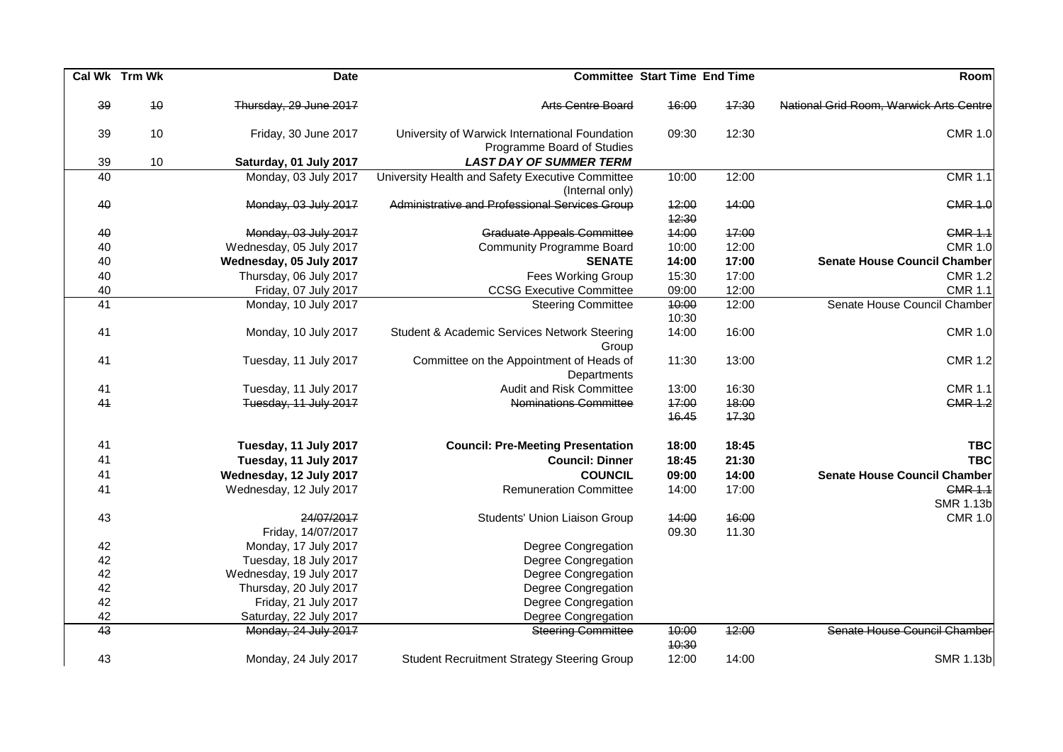| Cal Wk | Trm Wk | Date | Committee | Start Time | End Time | Room |
| --- | --- | --- | --- | --- | --- | --- |
| ~~39~~ | ~~10~~ | ~~Thursday, 29 June 2017~~ | ~~Arts Centre Board~~ | ~~16:00~~ | ~~17:30~~ | ~~National Grid Room, Warwick Arts Centre~~ |
| 39 | 10 | Friday, 30 June 2017 | University of Warwick International Foundation Programme Board of Studies | 09:30 | 12:30 | CMR 1.0 |
| 39 | 10 | **Saturday, 01 July 2017** | ***LAST DAY OF SUMMER TERM*** | | | |
| 40 | | Monday, 03 July 2017 | University Health and Safety Executive Committee (Internal only) | 10:00 | 12:00 | CMR 1.1 |
| ~~40~~ | | ~~Monday, 03 July 2017~~ | ~~Administrative and Professional Services Group~~ | ~~12:00~~ ~~12:30~~ | ~~14:00~~ | ~~CMR 1.0~~ |
| ~~40~~ | | ~~Monday, 03 July 2017~~ | ~~Graduate Appeals Committee~~ | ~~14:00~~ | ~~17:00~~ | ~~CMR 1.1~~ |
| 40 | | Wednesday, 05 July 2017 | Community Programme Board | 10:00 | 12:00 | CMR 1.0 |
| 40 | | **Wednesday, 05 July 2017** | **SENATE** | **14:00** | **17:00** | **Senate House Council Chamber** |
| 40 | | Thursday, 06 July 2017 | Fees Working Group | 15:30 | 17:00 | CMR 1.2 |
| 40 | | Friday, 07 July 2017 | CCSG Executive Committee | 09:00 | 12:00 | CMR 1.1 |
| 41 | | Monday, 10 July 2017 | Steering Committee | ~~10:00~~ 10:30 | 12:00 | Senate House Council Chamber |
| 41 | | Monday, 10 July 2017 | Student & Academic Services Network Steering Group | 14:00 | 16:00 | CMR 1.0 |
| 41 | | Tuesday, 11 July 2017 | Committee on the Appointment of Heads of Departments | 11:30 | 13:00 | CMR 1.2 |
| 41 | | Tuesday, 11 July 2017 | Audit and Risk Committee | 13:00 | 16:30 | CMR 1.1 |
| ~~41~~ | | ~~Tuesday, 11 July 2017~~ | ~~Nominations Committee~~ | ~~17:00~~ ~~16.45~~ | ~~18:00~~ ~~17.30~~ | ~~CMR 1.2~~ |
| 41 | | **Tuesday, 11 July 2017** | **Council: Pre-Meeting Presentation** | **18:00** | **18:45** | **TBC** |
| 41 | | **Tuesday, 11 July 2017** | **Council: Dinner** | **18:45** | **21:30** | **TBC** |
| 41 | | **Wednesday, 12 July 2017** | **COUNCIL** | **09:00** | **14:00** | **Senate House Council Chamber** |
| 41 | | Wednesday, 12 July 2017 | Remuneration Committee | 14:00 | 17:00 | ~~CMR 1.1~~ SMR 1.13b |
| 43 | | ~~24/07/2017~~ Friday, 14/07/2017 | Students' Union Liaison Group | ~~14:00~~ 09.30 | ~~16:00~~ 11.30 | CMR 1.0 |
| 42 | | Monday, 17 July 2017 | Degree Congregation | | | |
| 42 | | Tuesday, 18 July 2017 | Degree Congregation | | | |
| 42 | | Wednesday, 19 July 2017 | Degree Congregation | | | |
| 42 | | Thursday, 20 July 2017 | Degree Congregation | | | |
| 42 | | Friday, 21 July 2017 | Degree Congregation | | | |
| 42 | | Saturday, 22 July 2017 | Degree Congregation | | | |
| ~~43~~ | | ~~Monday, 24 July 2017~~ | ~~Steering Committee~~ | ~~10:00~~ ~~10:30~~ | ~~12:00~~ | ~~Senate House Council Chamber~~ |
| 43 | | Monday, 24 July 2017 | Student Recruitment Strategy Steering Group | 12:00 | 14:00 | SMR 1.13b |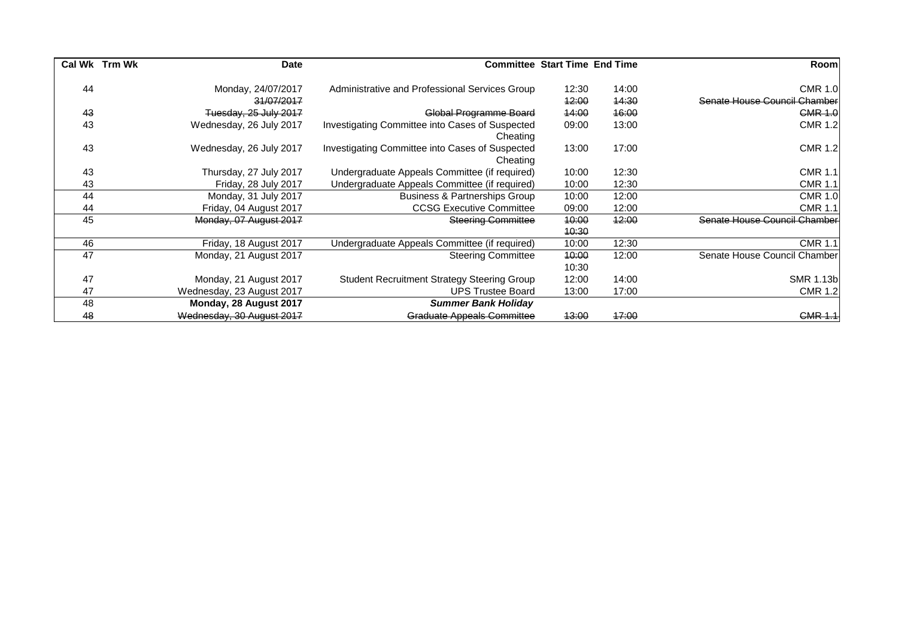| Cal Wk | Trm Wk | Date | Committee | Start Time | End Time | Room |
|---|---|---|---|---|---|---|
| 44 | | Monday, 24/07/2017 | Administrative and Professional Services Group | 12:30 | 14:00 | CMR 1.0 |
| | | ~~31/07/2017~~ | | ~~12:00~~ | ~~14:30~~ | ~~Senate House Council Chamber~~ |
| ~~43~~ | | ~~Tuesday, 25 July 2017~~ | ~~Global Programme Board~~ | ~~14:00~~ | ~~16:00~~ | ~~CMR 1.0~~ |
| 43 | | Wednesday, 26 July 2017 | Investigating Committee into Cases of Suspected Cheating | 09:00 | 13:00 | CMR 1.2 |
| 43 | | Wednesday, 26 July 2017 | Investigating Committee into Cases of Suspected Cheating | 13:00 | 17:00 | CMR 1.2 |
| 43 | | Thursday, 27 July 2017 | Undergraduate Appeals Committee (if required) | 10:00 | 12:30 | CMR 1.1 |
| 43 | | Friday, 28 July 2017 | Undergraduate Appeals Committee (if required) | 10:00 | 12:30 | CMR 1.1 |
| 44 | | Monday, 31 July 2017 | Business & Partnerships Group | 10:00 | 12:00 | CMR 1.0 |
| 44 | | Friday, 04 August 2017 | CCSG Executive Committee | 09:00 | 12:00 | CMR 1.1 |
| 45 | | ~~Monday, 07 August 2017~~ | ~~Steering Committee~~ | ~~10:00~~ ~~10:30~~ | ~~12:00~~ | ~~Senate House Council Chamber~~ |
| 46 | | Friday, 18 August 2017 | Undergraduate Appeals Committee (if required) | 10:00 | 12:30 | CMR 1.1 |
| 47 | | Monday, 21 August 2017 | Steering Committee | ~~10:00~~ 10:30 | 12:00 | Senate House Council Chamber |
| 47 | | Monday, 21 August 2017 | Student Recruitment Strategy Steering Group | 12:00 | 14:00 | SMR 1.13b |
| 47 | | Wednesday, 23 August 2017 | UPS Trustee Board | 13:00 | 17:00 | CMR 1.2 |
| 48 | | **Monday, 28 August 2017** | ***Summer Bank Holiday*** | | | |
| ~~48~~ | | ~~Wednesday, 30 August 2017~~ | ~~Graduate Appeals Committee~~ | ~~13:00~~ | ~~17:00~~ | ~~CMR 1.1~~ |